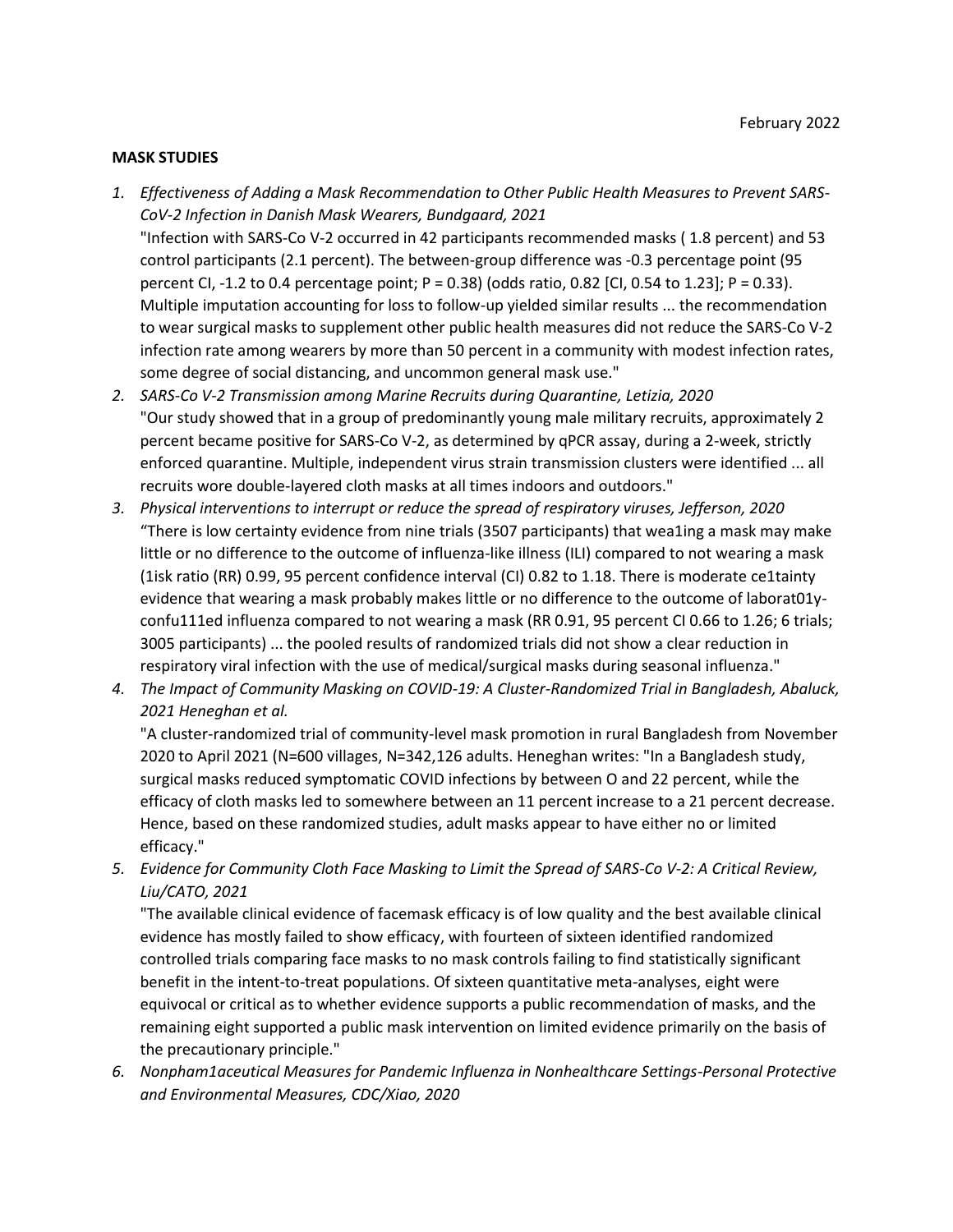February 2022

**MASK STUDIES**

1. *Effectiveness of Adding a Mask Recommendation to Other Public Health Measures to Prevent SARS-CoV-2 Infection in Danish Mask Wearers, Bundgaard, 2021*
"Infection with SARS-Co V-2 occurred in 42 participants recommended masks ( 1.8 percent) and 53 control participants (2.1 percent). The between-group difference was -0.3 percentage point (95 percent CI, -1.2 to 0.4 percentage point; P = 0.38) (odds ratio, 0.82 [CI, 0.54 to 1.23]; P = 0.33). Multiple imputation accounting for loss to follow-up yielded similar results ... the recommendation to wear surgical masks to supplement other public health measures did not reduce the SARS-Co V-2 infection rate among wearers by more than 50 percent in a community with modest infection rates, some degree of social distancing, and uncommon general mask use."
2. *SARS-Co V-2 Transmission among Marine Recruits during Quarantine, Letizia, 2020*
"Our study showed that in a group of predominantly young male military recruits, approximately 2 percent became positive for SARS-Co V-2, as determined by qPCR assay, during a 2-week, strictly enforced quarantine. Multiple, independent virus strain transmission clusters were identified ... all recruits wore double-layered cloth masks at all times indoors and outdoors."
3. *Physical interventions to interrupt or reduce the spread of respiratory viruses, Jefferson, 2020*
"There is low certainty evidence from nine trials (3507 participants) that wea1ing a mask may make little or no difference to the outcome of influenza-like illness (ILI) compared to not wearing a mask (1isk ratio (RR) 0.99, 95 percent confidence interval (CI) 0.82 to 1.18. There is moderate ce1tainty evidence that wearing a mask probably makes little or no difference to the outcome of laborat01y-confu111ed influenza compared to not wearing a mask (RR 0.91, 95 percent CI 0.66 to 1.26; 6 trials; 3005 participants) ... the pooled results of randomized trials did not show a clear reduction in respiratory viral infection with the use of medical/surgical masks during seasonal influenza."
4. *The Impact of Community Masking on COVID-19: A Cluster-Randomized Trial in Bangladesh, Abaluck, 2021 Heneghan et al.*
"A cluster-randomized trial of community-level mask promotion in rural Bangladesh from November 2020 to April 2021 (N=600 villages, N=342,126 adults. Heneghan writes: "In a Bangladesh study, surgical masks reduced symptomatic COVID infections by between O and 22 percent, while the efficacy of cloth masks led to somewhere between an 11 percent increase to a 21 percent decrease. Hence, based on these randomized studies, adult masks appear to have either no or limited efficacy."
5. *Evidence for Community Cloth Face Masking to Limit the Spread of SARS-Co V-2: A Critical Review, Liu/CATO, 2021*
"The available clinical evidence of facemask efficacy is of low quality and the best available clinical evidence has mostly failed to show efficacy, with fourteen of sixteen identified randomized controlled trials comparing face masks to no mask controls failing to find statistically significant benefit in the intent-to-treat populations. Of sixteen quantitative meta-analyses, eight were equivocal or critical as to whether evidence supports a public recommendation of masks, and the remaining eight supported a public mask intervention on limited evidence primarily on the basis of the precautionary principle."
6. *Nonpham1aceutical Measures for Pandemic Influenza in Nonhealthcare Settings-Personal Protective and Environmental Measures, CDC/Xiao, 2020*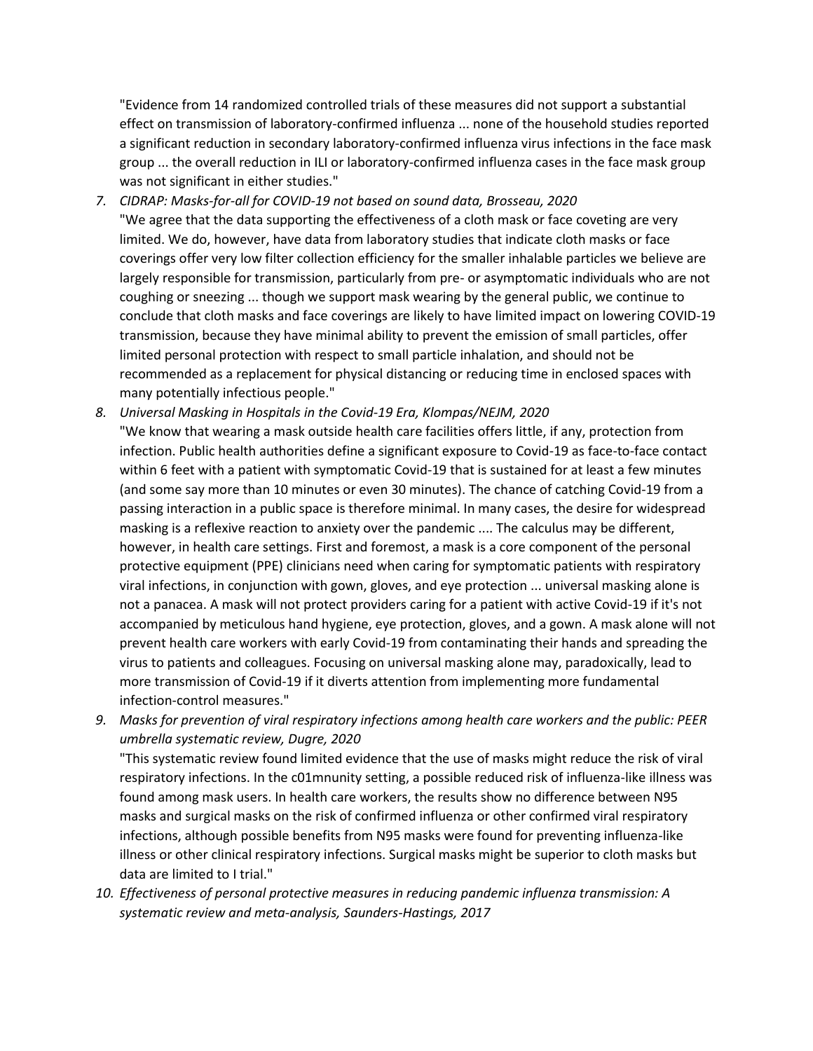"Evidence from 14 randomized controlled trials of these measures did not support a substantial effect on transmission of laboratory-confirmed influenza ... none of the household studies reported a significant reduction in secondary laboratory-confirmed influenza virus infections in the face mask group ... the overall reduction in ILI or laboratory-confirmed influenza cases in the face mask group was not significant in either studies."

7. *CIDRAP: Masks-for-all for COVID-19 not based on sound data, Brosseau, 2020*
   "We agree that the data supporting the effectiveness of a cloth mask or face coveting are very limited. We do, however, have data from laboratory studies that indicate cloth masks or face coverings offer very low filter collection efficiency for the smaller inhalable particles we believe are largely responsible for transmission, particularly from pre- or asymptomatic individuals who are not coughing or sneezing ... though we support mask wearing by the general public, we continue to conclude that cloth masks and face coverings are likely to have limited impact on lowering COVID-19 transmission, because they have minimal ability to prevent the emission of small particles, offer limited personal protection with respect to small particle inhalation, and should not be recommended as a replacement for physical distancing or reducing time in enclosed spaces with many potentially infectious people."
8. *Universal Masking in Hospitals in the Covid-19 Era, Klompas/NEJM, 2020*
   "We know that wearing a mask outside health care facilities offers little, if any, protection from infection. Public health authorities define a significant exposure to Covid-19 as face-to-face contact within 6 feet with a patient with symptomatic Covid-19 that is sustained for at least a few minutes (and some say more than 10 minutes or even 30 minutes). The chance of catching Covid-19 from a passing interaction in a public space is therefore minimal. In many cases, the desire for widespread masking is a reflexive reaction to anxiety over the pandemic .... The calculus may be different, however, in health care settings. First and foremost, a mask is a core component of the personal protective equipment (PPE) clinicians need when caring for symptomatic patients with respiratory viral infections, in conjunction with gown, gloves, and eye protection ... universal masking alone is not a panacea. A mask will not protect providers caring for a patient with active Covid-19 if it's not accompanied by meticulous hand hygiene, eye protection, gloves, and a gown. A mask alone will not prevent health care workers with early Covid-19 from contaminating their hands and spreading the virus to patients and colleagues. Focusing on universal masking alone may, paradoxically, lead to more transmission of Covid-19 if it diverts attention from implementing more fundamental infection-control measures."
9. *Masks for prevention of viral respiratory infections among health care workers and the public: PEER umbrella systematic review, Dugre, 2020*
   "This systematic review found limited evidence that the use of masks might reduce the risk of viral respiratory infections. In the c01mnunity setting, a possible reduced risk of influenza-like illness was found among mask users. In health care workers, the results show no difference between N95 masks and surgical masks on the risk of confirmed influenza or other confirmed viral respiratory infections, although possible benefits from N95 masks were found for preventing influenza-like illness or other clinical respiratory infections. Surgical masks might be superior to cloth masks but data are limited to I trial."
10. *Effectiveness of personal protective measures in reducing pandemic influenza transmission: A systematic review and meta-analysis, Saunders-Hastings, 2017*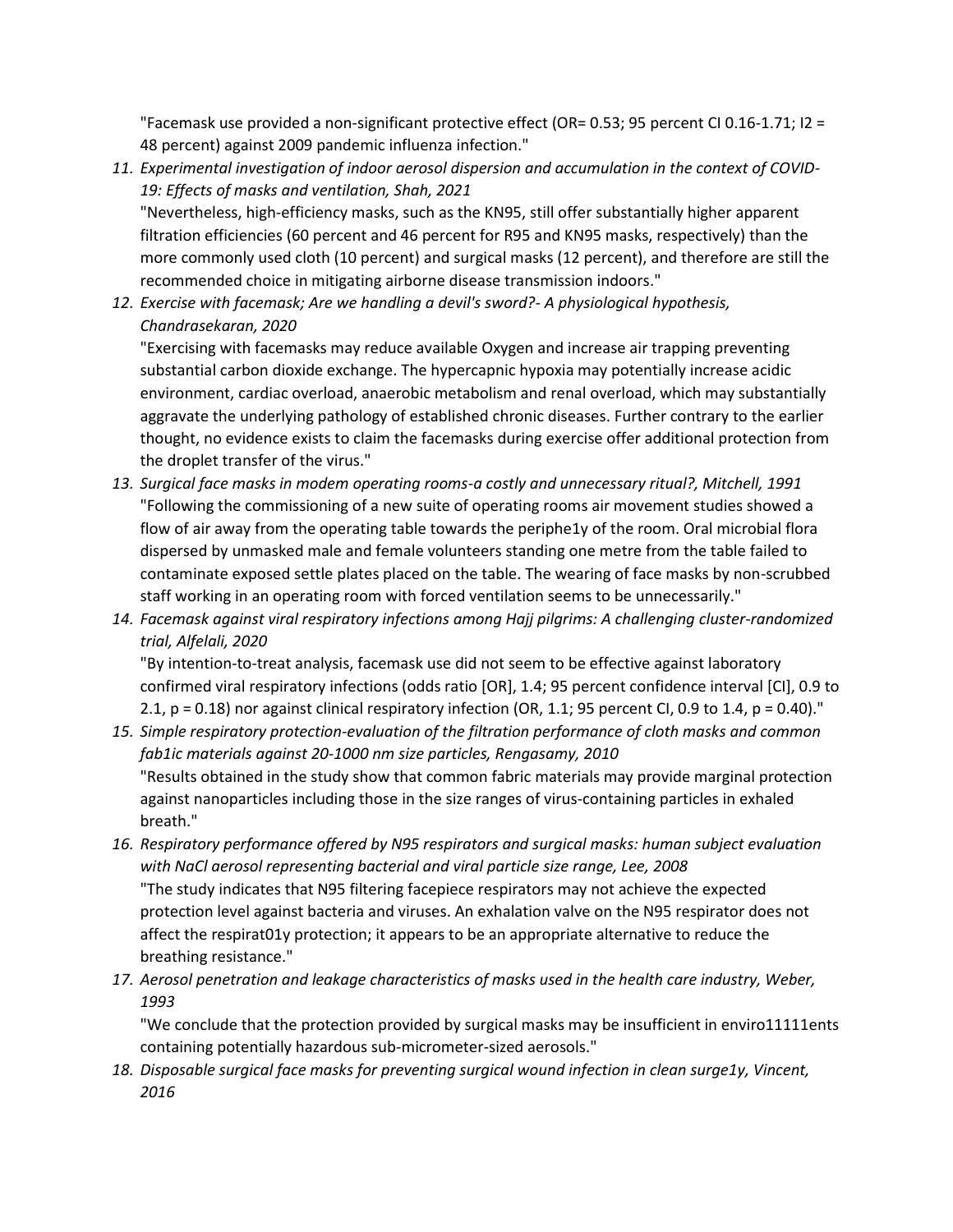"Facemask use provided a non-significant protective effect (OR= 0.53; 95 percent CI 0.16-1.71; I2 = 48 percent) against 2009 pandemic influenza infection."

11. *Experimental investigation of indoor aerosol dispersion and accumulation in the context of COVID-19: Effects of masks and ventilation, Shah, 2021*
    "Nevertheless, high-efficiency masks, such as the KN95, still offer substantially higher apparent filtration efficiencies (60 percent and 46 percent for R95 and KN95 masks, respectively) than the more commonly used cloth (10 percent) and surgical masks (12 percent), and therefore are still the recommended choice in mitigating airborne disease transmission indoors."
12. *Exercise with facemask; Are we handling a devil's sword?- A physiological hypothesis, Chandrasekaran, 2020*
    "Exercising with facemasks may reduce available Oxygen and increase air trapping preventing substantial carbon dioxide exchange. The hypercapnic hypoxia may potentially increase acidic environment, cardiac overload, anaerobic metabolism and renal overload, which may substantially aggravate the underlying pathology of established chronic diseases. Further contrary to the earlier thought, no evidence exists to claim the facemasks during exercise offer additional protection from the droplet transfer of the virus."
13. *Surgical face masks in modem operating rooms-a costly and unnecessary ritual?, Mitchell, 1991*
    "Following the commissioning of a new suite of operating rooms air movement studies showed a flow of air away from the operating table towards the periphe1y of the room. Oral microbial flora dispersed by unmasked male and female volunteers standing one metre from the table failed to contaminate exposed settle plates placed on the table. The wearing of face masks by non-scrubbed staff working in an operating room with forced ventilation seems to be unnecessarily."
14. *Facemask against viral respiratory infections among Hajj pilgrims: A challenging cluster-randomized trial, Alfelali, 2020*
    "By intention-to-treat analysis, facemask use did not seem to be effective against laboratory confirmed viral respiratory infections (odds ratio [OR], 1.4; 95 percent confidence interval [CI], 0.9 to 2.1, p = 0.18) nor against clinical respiratory infection (OR, 1.1; 95 percent CI, 0.9 to 1.4, p = 0.40)."
15. *Simple respiratory protection-evaluation of the filtration performance of cloth masks and common fab1ic materials against 20-1000 nm size particles, Rengasamy, 2010*
    "Results obtained in the study show that common fabric materials may provide marginal protection against nanoparticles including those in the size ranges of virus-containing particles in exhaled breath."
16. *Respiratory performance offered by N95 respirators and surgical masks: human subject evaluation with NaCl aerosol representing bacterial and viral particle size range, Lee, 2008*
    "The study indicates that N95 filtering facepiece respirators may not achieve the expected protection level against bacteria and viruses. An exhalation valve on the N95 respirator does not affect the respirat01y protection; it appears to be an appropriate alternative to reduce the breathing resistance."
17. *Aerosol penetration and leakage characteristics of masks used in the health care industry, Weber, 1993*
    "We conclude that the protection provided by surgical masks may be insufficient in enviro11111ents containing potentially hazardous sub-micrometer-sized aerosols."
18. *Disposable surgical face masks for preventing surgical wound infection in clean surge1y, Vincent, 2016*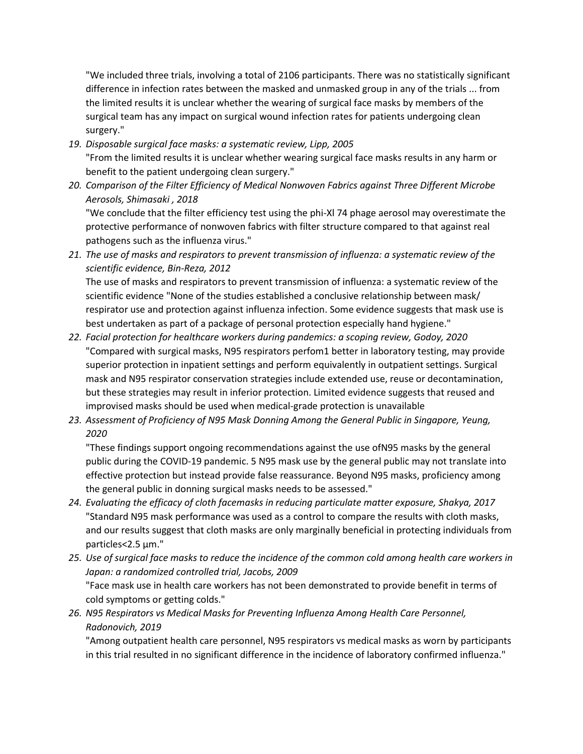"We included three trials, involving a total of 2106 participants. There was no statistically significant difference in infection rates between the masked and unmasked group in any of the trials ... from the limited results it is unclear whether the wearing of surgical face masks by members of the surgical team has any impact on surgical wound infection rates for patients undergoing clean surgery."

19. *Disposable surgical face masks: a systematic review, Lipp, 2005*
    "From the limited results it is unclear whether wearing surgical face masks results in any harm or benefit to the patient undergoing clean surgery."
20. *Comparison of the Filter Efficiency of Medical Nonwoven Fabrics against Three Different Microbe Aerosols, Shimasaki , 2018*
    "We conclude that the filter efficiency test using the phi-Xl 74 phage aerosol may overestimate the protective performance of nonwoven fabrics with filter structure compared to that against real pathogens such as the influenza virus."
21. *The use of masks and respirators to prevent transmission of influenza: a systematic review of the scientific evidence, Bin-Reza, 2012*
    The use of masks and respirators to prevent transmission of influenza: a systematic review of the scientific evidence "None of the studies established a conclusive relationship between mask/ respirator use and protection against influenza infection. Some evidence suggests that mask use is best undertaken as part of a package of personal protection especially hand hygiene."
22. *Facial protection for healthcare workers during pandemics: a scoping review, Godoy, 2020*
    "Compared with surgical masks, N95 respirators perfom1 better in laboratory testing, may provide superior protection in inpatient settings and perform equivalently in outpatient settings. Surgical mask and N95 respirator conservation strategies include extended use, reuse or decontamination, but these strategies may result in inferior protection. Limited evidence suggests that reused and improvised masks should be used when medical-grade protection is unavailable
23. *Assessment of Proficiency of N95 Mask Donning Among the General Public in Singapore, Yeung, 2020*
    "These findings support ongoing recommendations against the use ofN95 masks by the general public during the COVID-19 pandemic. 5 N95 mask use by the general public may not translate into effective protection but instead provide false reassurance. Beyond N95 masks, proficiency among the general public in donning surgical masks needs to be assessed."
24. *Evaluating the efficacy of cloth facemasks in reducing particulate matter exposure, Shakya, 2017*
    "Standard N95 mask performance was used as a control to compare the results with cloth masks, and our results suggest that cloth masks are only marginally beneficial in protecting individuals from particles<2.5 µm."
25. *Use of surgical face masks to reduce the incidence of the common cold among health care workers in Japan: a randomized controlled trial, Jacobs, 2009*
    "Face mask use in health care workers has not been demonstrated to provide benefit in terms of cold symptoms or getting colds."
26. *N95 Respirators vs Medical Masks for Preventing Influenza Among Health Care Personnel, Radonovich, 2019*
    "Among outpatient health care personnel, N95 respirators vs medical masks as worn by participants in this trial resulted in no significant difference in the incidence of laboratory confirmed influenza."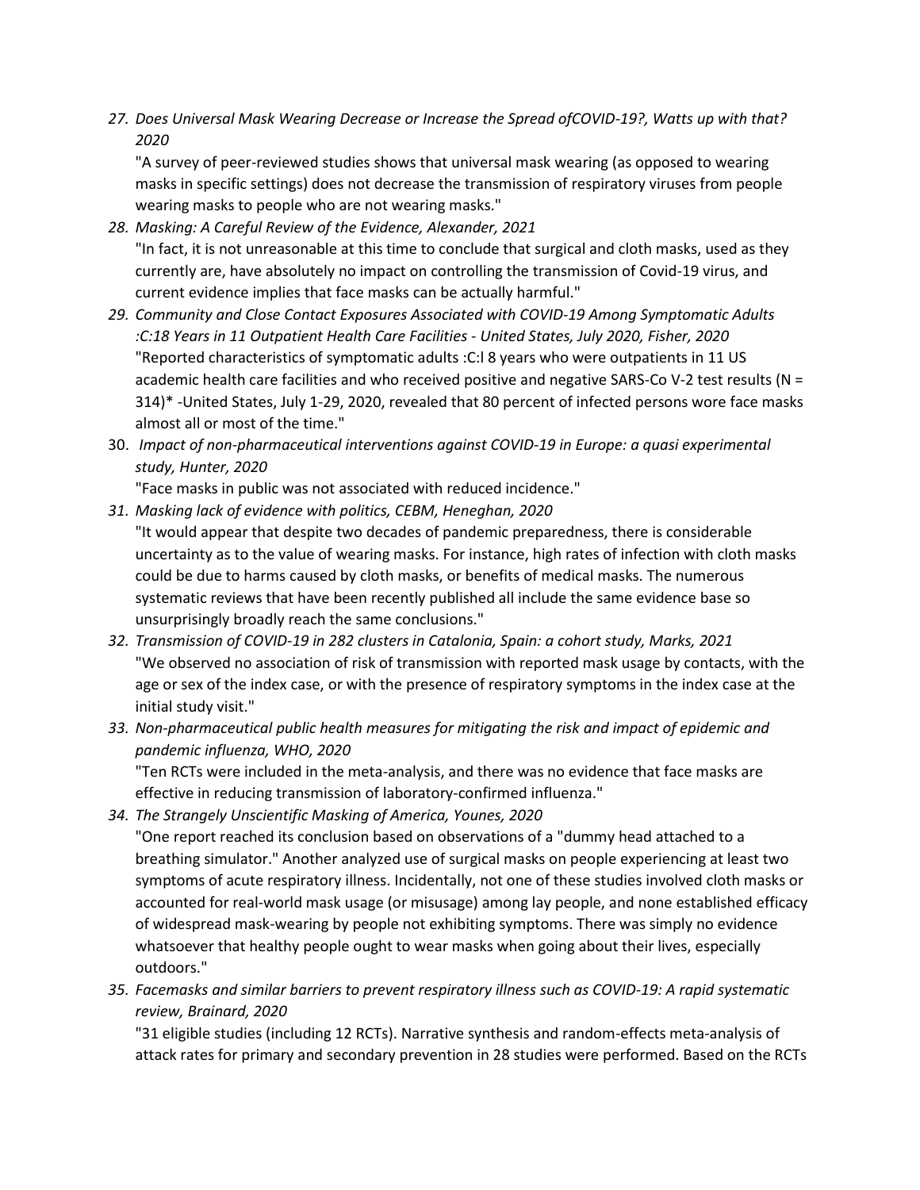27. *Does Universal Mask Wearing Decrease or Increase the Spread ofCOVID-19?, Watts up with that? 2020*

    "A survey of peer-reviewed studies shows that universal mask wearing (as opposed to wearing masks in specific settings) does not decrease the transmission of respiratory viruses from people wearing masks to people who are not wearing masks."

28. *Masking: A Careful Review of the Evidence, Alexander, 2021*

    "In fact, it is not unreasonable at this time to conclude that surgical and cloth masks, used as they currently are, have absolutely no impact on controlling the transmission of Covid-19 virus, and current evidence implies that face masks can be actually harmful."

29. *Community and Close Contact Exposures Associated with COVID-19 Among Symptomatic Adults :C:18 Years in 11 Outpatient Health Care Facilities - United States, July 2020, Fisher, 2020*

    "Reported characteristics of symptomatic adults :C:l 8 years who were outpatients in 11 US academic health care facilities and who received positive and negative SARS-Co V-2 test results (N = 314)* -United States, July 1-29, 2020, revealed that 80 percent of infected persons wore face masks almost all or most of the time."

30. *Impact of non-pharmaceutical interventions against COVID-19 in Europe: a quasi experimental study, Hunter, 2020*

    "Face masks in public was not associated with reduced incidence."

31. *Masking lack of evidence with politics, CEBM, Heneghan, 2020*

    "It would appear that despite two decades of pandemic preparedness, there is considerable uncertainty as to the value of wearing masks. For instance, high rates of infection with cloth masks could be due to harms caused by cloth masks, or benefits of medical masks. The numerous systematic reviews that have been recently published all include the same evidence base so unsurprisingly broadly reach the same conclusions."

32. *Transmission of COVID-19 in 282 clusters in Catalonia, Spain: a cohort study, Marks, 2021*

    "We observed no association of risk of transmission with reported mask usage by contacts, with the age or sex of the index case, or with the presence of respiratory symptoms in the index case at the initial study visit."

33. *Non-pharmaceutical public health measures for mitigating the risk and impact of epidemic and pandemic influenza, WHO, 2020*

    "Ten RCTs were included in the meta-analysis, and there was no evidence that face masks are effective in reducing transmission of laboratory-confirmed influenza."

34. *The Strangely Unscientific Masking of America, Younes, 2020*

    "One report reached its conclusion based on observations of a "dummy head attached to a breathing simulator." Another analyzed use of surgical masks on people experiencing at least two symptoms of acute respiratory illness. Incidentally, not one of these studies involved cloth masks or accounted for real-world mask usage (or misusage) among lay people, and none established efficacy of widespread mask-wearing by people not exhibiting symptoms. There was simply no evidence whatsoever that healthy people ought to wear masks when going about their lives, especially outdoors."

35. *Facemasks and similar barriers to prevent respiratory illness such as COVID-19: A rapid systematic review, Brainard, 2020*

    "31 eligible studies (including 12 RCTs). Narrative synthesis and random-effects meta-analysis of attack rates for primary and secondary prevention in 28 studies were performed. Based on the RCTs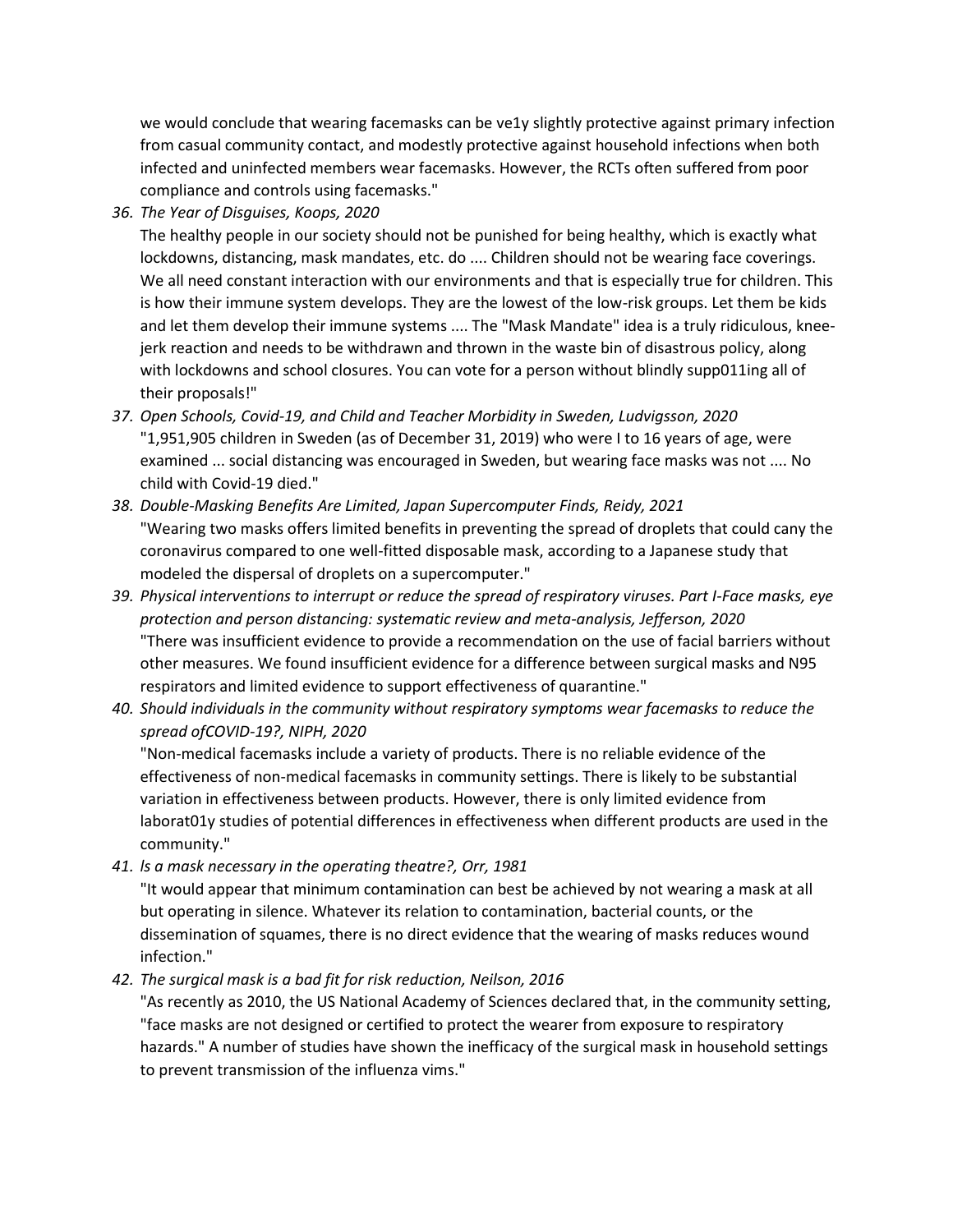we would conclude that wearing facemasks can be ve1y slightly protective against primary infection from casual community contact, and modestly protective against household infections when both infected and uninfected members wear facemasks. However, the RCTs often suffered from poor compliance and controls using facemasks."

36. *The Year of Disguises, Koops, 2020*
    The healthy people in our society should not be punished for being healthy, which is exactly what lockdowns, distancing, mask mandates, etc. do .... Children should not be wearing face coverings. We all need constant interaction with our environments and that is especially true for children. This is how their immune system develops. They are the lowest of the low-risk groups. Let them be kids and let them develop their immune systems .... The "Mask Mandate" idea is a truly ridiculous, knee-jerk reaction and needs to be withdrawn and thrown in the waste bin of disastrous policy, along with lockdowns and school closures. You can vote for a person without blindly supp011ing all of their proposals!"
37. *Open Schools, Covid-19, and Child and Teacher Morbidity in Sweden, Ludvigsson, 2020*
    "1,951,905 children in Sweden (as of December 31, 2019) who were I to 16 years of age, were examined ... social distancing was encouraged in Sweden, but wearing face masks was not .... No child with Covid-19 died."
38. *Double-Masking Benefits Are Limited, Japan Supercomputer Finds, Reidy, 2021*
    "Wearing two masks offers limited benefits in preventing the spread of droplets that could cany the coronavirus compared to one well-fitted disposable mask, according to a Japanese study that modeled the dispersal of droplets on a supercomputer."
39. *Physical interventions to interrupt or reduce the spread of respiratory viruses. Part I-Face masks, eye protection and person distancing: systematic review and meta-analysis, Jefferson, 2020*
    "There was insufficient evidence to provide a recommendation on the use of facial barriers without other measures. We found insufficient evidence for a difference between surgical masks and N95 respirators and limited evidence to support effectiveness of quarantine."
40. *Should individuals in the community without respiratory symptoms wear facemasks to reduce the spread ofCOVID-19?, NIPH, 2020*
    "Non-medical facemasks include a variety of products. There is no reliable evidence of the effectiveness of non-medical facemasks in community settings. There is likely to be substantial variation in effectiveness between products. However, there is only limited evidence from laborat01y studies of potential differences in effectiveness when different products are used in the community."
41. *ls a mask necessary in the operating theatre?, Orr, 1981*
    "It would appear that minimum contamination can best be achieved by not wearing a mask at all but operating in silence. Whatever its relation to contamination, bacterial counts, or the dissemination of squames, there is no direct evidence that the wearing of masks reduces wound infection."
42. *The surgical mask is a bad fit for risk reduction, Neilson, 2016*
    "As recently as 2010, the US National Academy of Sciences declared that, in the community setting, "face masks are not designed or certified to protect the wearer from exposure to respiratory hazards." A number of studies have shown the inefficacy of the surgical mask in household settings to prevent transmission of the influenza vims."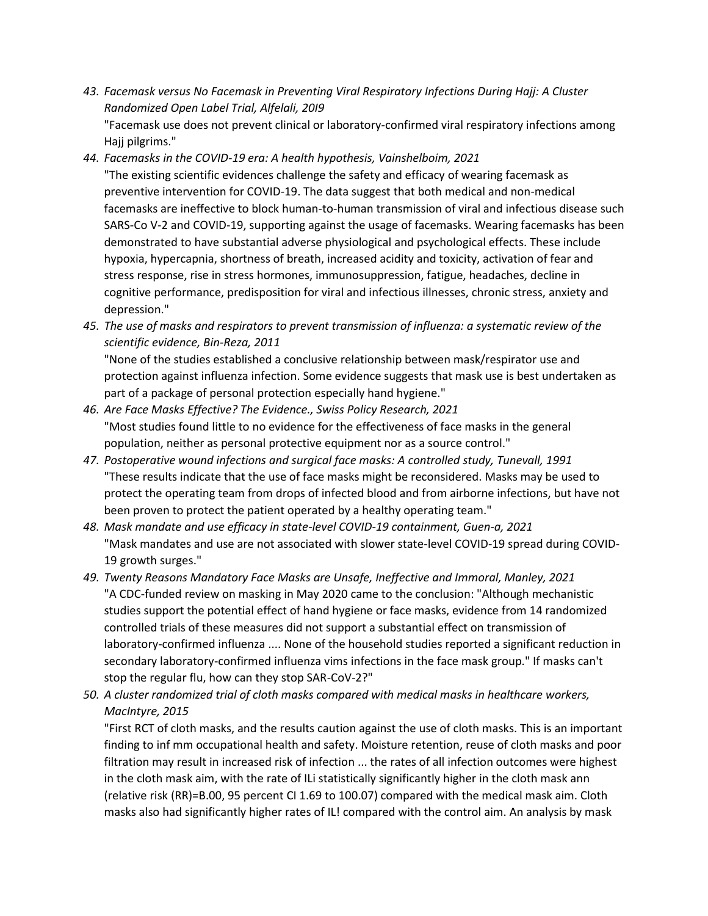43. *Facemask versus No Facemask in Preventing Viral Respiratory Infections During Hajj: A Cluster Randomized Open Label Trial, Alfelali, 20I9*
    "Facemask use does not prevent clinical or laboratory-confirmed viral respiratory infections among Hajj pilgrims."
44. *Facemasks in the COVID-19 era: A health hypothesis, Vainshelboim, 2021*
    "The existing scientific evidences challenge the safety and efficacy of wearing facemask as preventive intervention for COVID-19. The data suggest that both medical and non-medical facemasks are ineffective to block human-to-human transmission of viral and infectious disease such SARS-Co V-2 and COVID-19, supporting against the usage of facemasks. Wearing facemasks has been demonstrated to have substantial adverse physiological and psychological effects. These include hypoxia, hypercapnia, shortness of breath, increased acidity and toxicity, activation of fear and stress response, rise in stress hormones, immunosuppression, fatigue, headaches, decline in cognitive performance, predisposition for viral and infectious illnesses, chronic stress, anxiety and depression."
45. *The use of masks and respirators to prevent transmission of influenza: a systematic review of the scientific evidence, Bin-Reza, 2011*
    "None of the studies established a conclusive relationship between mask/respirator use and protection against influenza infection. Some evidence suggests that mask use is best undertaken as part of a package of personal protection especially hand hygiene."
46. *Are Face Masks Effective? The Evidence., Swiss Policy Research, 2021*
    "Most studies found little to no evidence for the effectiveness of face masks in the general population, neither as personal protective equipment nor as a source control."
47. *Postoperative wound infections and surgical face masks: A controlled study, Tunevall, 1991*
    "These results indicate that the use of face masks might be reconsidered. Masks may be used to protect the operating team from drops of infected blood and from airborne infections, but have not been proven to protect the patient operated by a healthy operating team."
48. *Mask mandate and use efficacy in state-level COVID-19 containment, Guen-a, 2021*
    "Mask mandates and use are not associated with slower state-level COVID-19 spread during COVID-19 growth surges."
49. *Twenty Reasons Mandatory Face Masks are Unsafe, Ineffective and Immoral, Manley, 2021*
    "A CDC-funded review on masking in May 2020 came to the conclusion: "Although mechanistic studies support the potential effect of hand hygiene or face masks, evidence from 14 randomized controlled trials of these measures did not support a substantial effect on transmission of laboratory-confirmed influenza .... None of the household studies reported a significant reduction in secondary laboratory-confirmed influenza vims infections in the face mask group." If masks can't stop the regular flu, how can they stop SAR-CoV-2?"
50. *A cluster randomized trial of cloth masks compared with medical masks in healthcare workers, MacIntyre, 2015*
    "First RCT of cloth masks, and the results caution against the use of cloth masks. This is an important finding to inf mm occupational health and safety. Moisture retention, reuse of cloth masks and poor filtration may result in increased risk of infection ... the rates of all infection outcomes were highest in the cloth mask aim, with the rate of ILi statistically significantly higher in the cloth mask ann (relative risk (RR)=B.00, 95 percent CI 1.69 to 100.07) compared with the medical mask aim. Cloth masks also had significantly higher rates of IL! compared with the control aim. An analysis by mask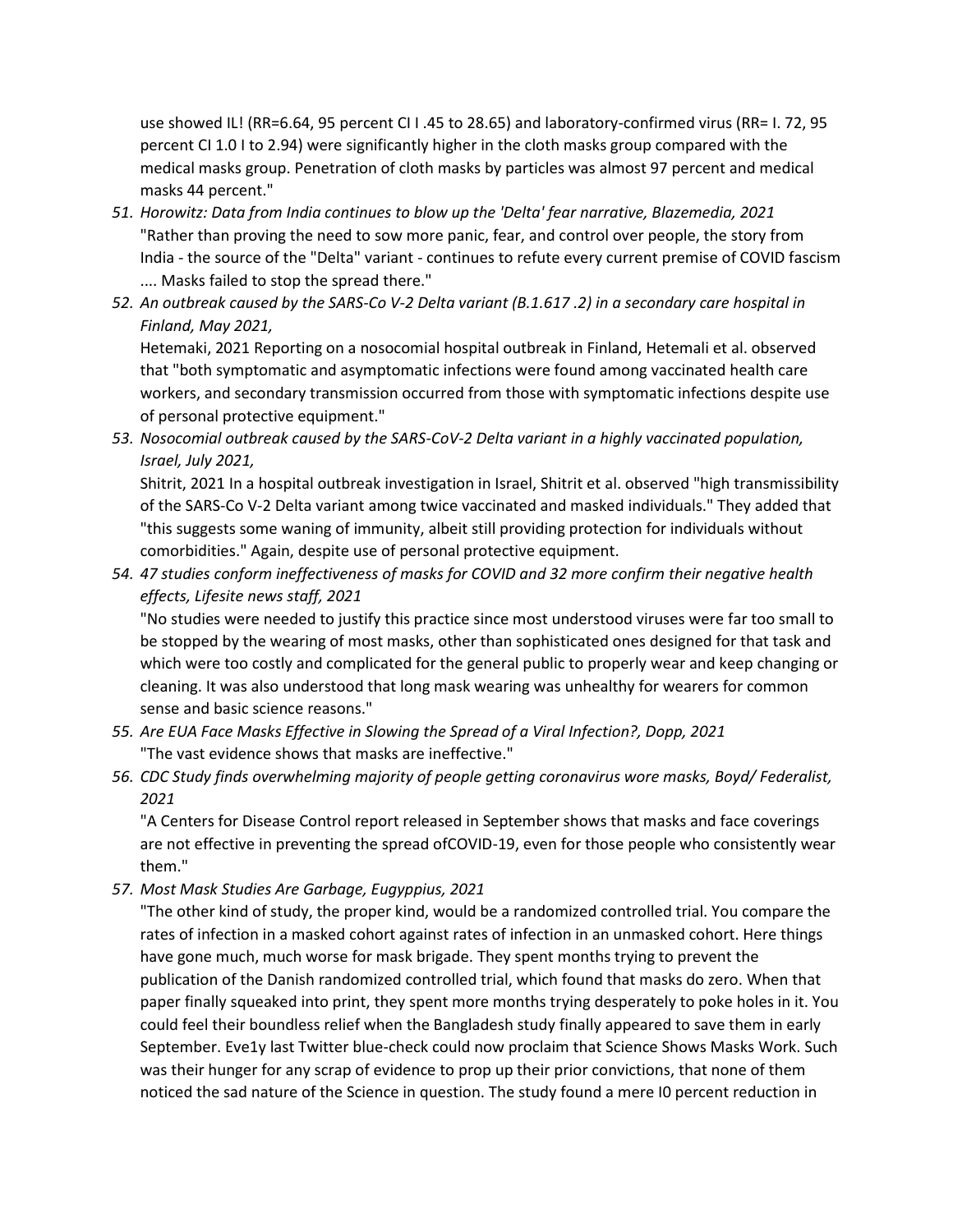use showed IL! (RR=6.64, 95 percent CI I .45 to 28.65) and laboratory-confirmed virus (RR= I. 72, 95 percent CI 1.0 I to 2.94) were significantly higher in the cloth masks group compared with the medical masks group. Penetration of cloth masks by particles was almost 97 percent and medical masks 44 percent."

51. *Horowitz: Data from India continues to blow up the 'Delta' fear narrative, Blazemedia, 2021*
    "Rather than proving the need to sow more panic, fear, and control over people, the story from India - the source of the "Delta" variant - continues to refute every current premise of COVID fascism .... Masks failed to stop the spread there."
52. *An outbreak caused by the SARS-Co V-2 Delta variant (B.1.617 .2) in a secondary care hospital in Finland, May 2021,*
    Hetemaki, 2021 Reporting on a nosocomial hospital outbreak in Finland, Hetemali et al. observed that "both symptomatic and asymptomatic infections were found among vaccinated health care workers, and secondary transmission occurred from those with symptomatic infections despite use of personal protective equipment."
53. *Nosocomial outbreak caused by the SARS-CoV-2 Delta variant in a highly vaccinated population, Israel, July 2021,*
    Shitrit, 2021 In a hospital outbreak investigation in Israel, Shitrit et al. observed "high transmissibility of the SARS-Co V-2 Delta variant among twice vaccinated and masked individuals." They added that "this suggests some waning of immunity, albeit still providing protection for individuals without comorbidities." Again, despite use of personal protective equipment.
54. *47 studies conform ineffectiveness of masks for COVID and 32 more confirm their negative health effects, Lifesite news staff, 2021*
    "No studies were needed to justify this practice since most understood viruses were far too small to be stopped by the wearing of most masks, other than sophisticated ones designed for that task and which were too costly and complicated for the general public to properly wear and keep changing or cleaning. It was also understood that long mask wearing was unhealthy for wearers for common sense and basic science reasons."
55. *Are EUA Face Masks Effective in Slowing the Spread of a Viral Infection?, Dopp, 2021*
    "The vast evidence shows that masks are ineffective."
56. *CDC Study finds overwhelming majority of people getting coronavirus wore masks, Boyd/ Federalist, 2021*
    "A Centers for Disease Control report released in September shows that masks and face coverings are not effective in preventing the spread ofCOVID-19, even for those people who consistently wear them."
57. *Most Mask Studies Are Garbage, Eugyppius, 2021*
    "The other kind of study, the proper kind, would be a randomized controlled trial. You compare the rates of infection in a masked cohort against rates of infection in an unmasked cohort. Here things have gone much, much worse for mask brigade. They spent months trying to prevent the publication of the Danish randomized controlled trial, which found that masks do zero. When that paper finally squeaked into print, they spent more months trying desperately to poke holes in it. You could feel their boundless relief when the Bangladesh study finally appeared to save them in early September. Eve1y last Twitter blue-check could now proclaim that Science Shows Masks Work. Such was their hunger for any scrap of evidence to prop up their prior convictions, that none of them noticed the sad nature of the Science in question. The study found a mere I0 percent reduction in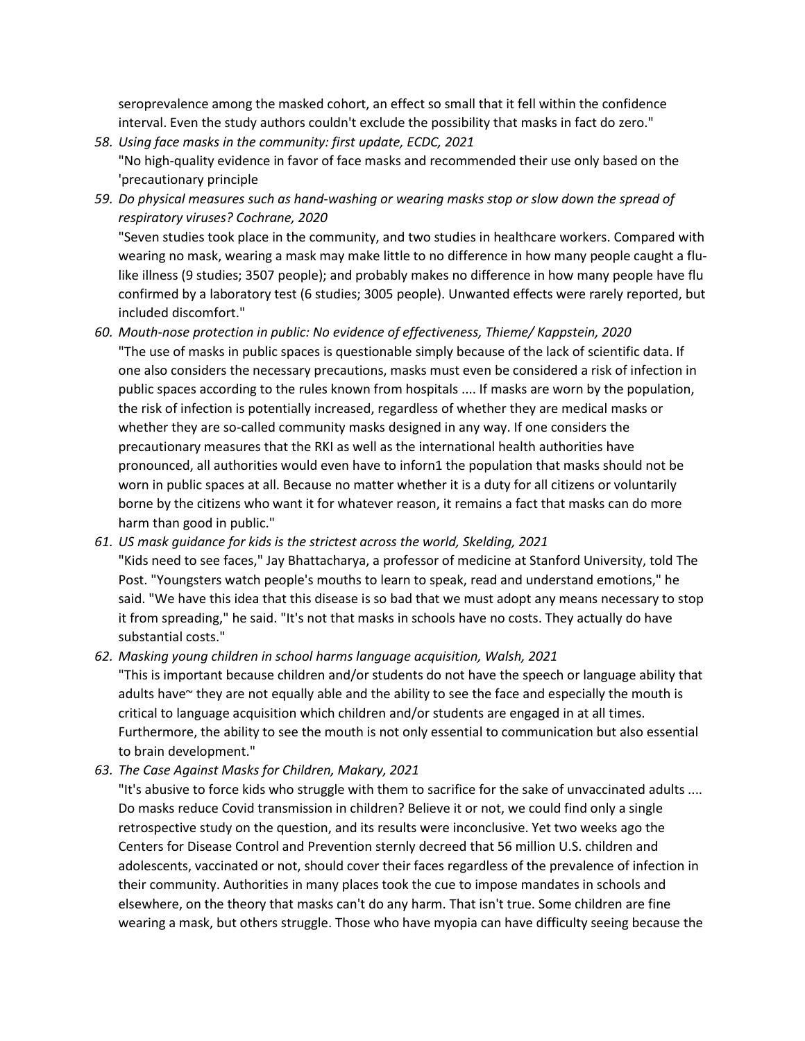seroprevalence among the masked cohort, an effect so small that it fell within the confidence interval. Even the study authors couldn't exclude the possibility that masks in fact do zero."

58. *Using face masks in the community: first update, ECDC, 2021*
    "No high-quality evidence in favor of face masks and recommended their use only based on the 'precautionary principle
59. *Do physical measures such as hand-washing or wearing masks stop or slow down the spread of respiratory viruses? Cochrane, 2020*
    "Seven studies took place in the community, and two studies in healthcare workers. Compared with wearing no mask, wearing a mask may make little to no difference in how many people caught a flu-like illness (9 studies; 3507 people); and probably makes no difference in how many people have flu confirmed by a laboratory test (6 studies; 3005 people). Unwanted effects were rarely reported, but included discomfort."
60. *Mouth-nose protection in public: No evidence of effectiveness, Thieme/ Kappstein, 2020*
    "The use of masks in public spaces is questionable simply because of the lack of scientific data. If one also considers the necessary precautions, masks must even be considered a risk of infection in public spaces according to the rules known from hospitals .... If masks are worn by the population, the risk of infection is potentially increased, regardless of whether they are medical masks or whether they are so-called community masks designed in any way. If one considers the precautionary measures that the RKI as well as the international health authorities have pronounced, all authorities would even have to inforn1 the population that masks should not be worn in public spaces at all. Because no matter whether it is a duty for all citizens or voluntarily borne by the citizens who want it for whatever reason, it remains a fact that masks can do more harm than good in public."
61. *US mask guidance for kids is the strictest across the world, Skelding, 2021*
    "Kids need to see faces," Jay Bhattacharya, a professor of medicine at Stanford University, told The Post. "Youngsters watch people's mouths to learn to speak, read and understand emotions," he said. "We have this idea that this disease is so bad that we must adopt any means necessary to stop it from spreading," he said. "It's not that masks in schools have no costs. They actually do have substantial costs."
62. *Masking young children in school harms language acquisition, Walsh, 2021*
    "This is important because children and/or students do not have the speech or language ability that adults have~ they are not equally able and the ability to see the face and especially the mouth is critical to language acquisition which children and/or students are engaged in at all times. Furthermore, the ability to see the mouth is not only essential to communication but also essential to brain development."
63. *The Case Against Masks for Children, Makary, 2021*
    "It's abusive to force kids who struggle with them to sacrifice for the sake of unvaccinated adults .... Do masks reduce Covid transmission in children? Believe it or not, we could find only a single retrospective study on the question, and its results were inconclusive. Yet two weeks ago the Centers for Disease Control and Prevention sternly decreed that 56 million U.S. children and adolescents, vaccinated or not, should cover their faces regardless of the prevalence of infection in their community. Authorities in many places took the cue to impose mandates in schools and elsewhere, on the theory that masks can't do any harm. That isn't true. Some children are fine wearing a mask, but others struggle. Those who have myopia can have difficulty seeing because the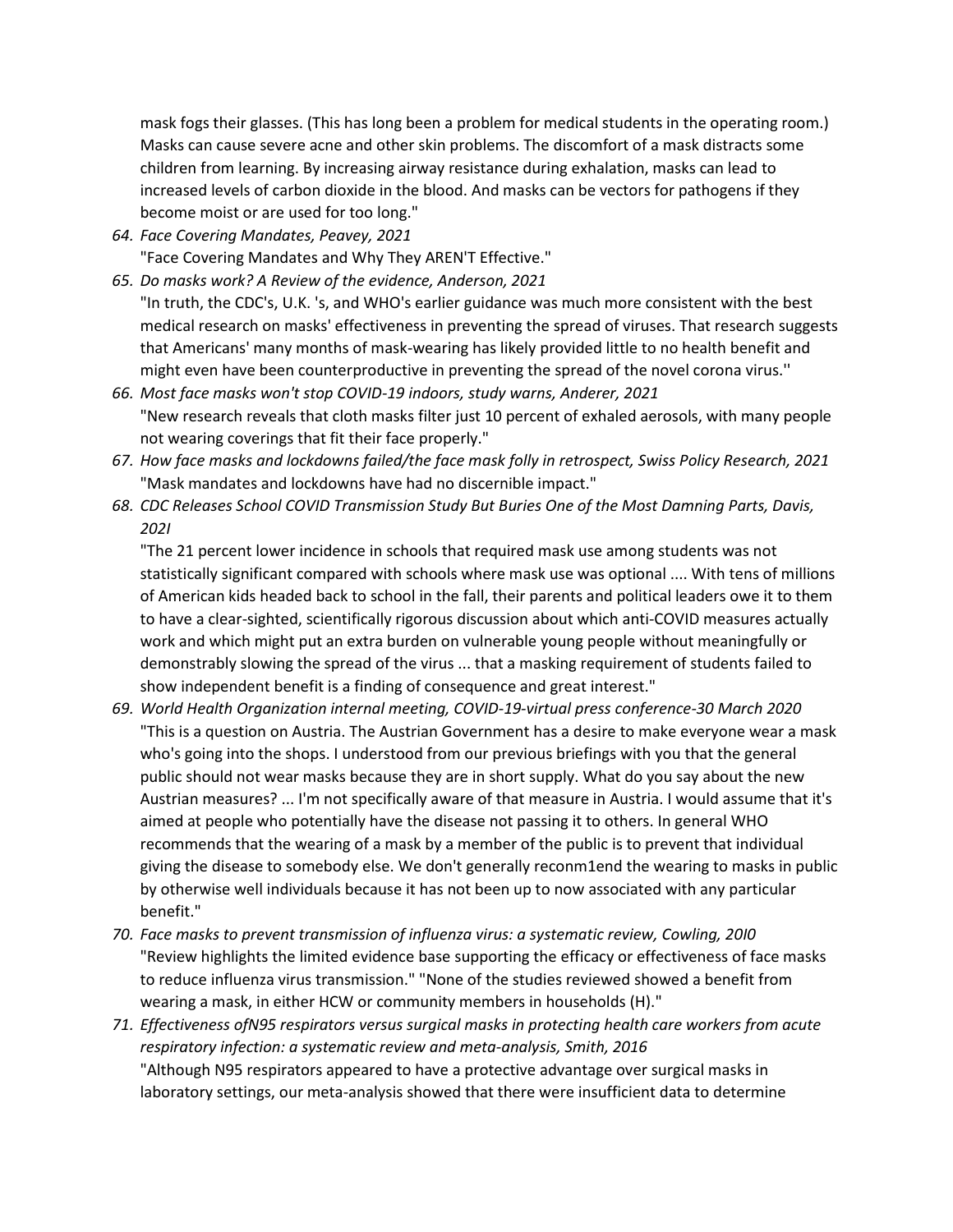mask fogs their glasses. (This has long been a problem for medical students in the operating room.) Masks can cause severe acne and other skin problems. The discomfort of a mask distracts some children from learning. By increasing airway resistance during exhalation, masks can lead to increased levels of carbon dioxide in the blood. And masks can be vectors for pathogens if they become moist or are used for too long."

64. *Face Covering Mandates, Peavey, 2021*
    "Face Covering Mandates and Why They AREN'T Effective."
65. *Do masks work? A Review of the evidence, Anderson, 2021*
    "In truth, the CDC's, U.K. 's, and WHO's earlier guidance was much more consistent with the best medical research on masks' effectiveness in preventing the spread of viruses. That research suggests that Americans' many months of mask-wearing has likely provided little to no health benefit and might even have been counterproductive in preventing the spread of the novel corona virus.''
66. *Most face masks won't stop COVID-19 indoors, study warns, Anderer, 2021*
    "New research reveals that cloth masks filter just 10 percent of exhaled aerosols, with many people not wearing coverings that fit their face properly."
67. *How face masks and lockdowns failed/the face mask folly in retrospect, Swiss Policy Research, 2021*
    "Mask mandates and lockdowns have had no discernible impact."
68. *CDC Releases School COVID Transmission Study But Buries One of the Most Damning Parts, Davis, 202I*
    "The 21 percent lower incidence in schools that required mask use among students was not statistically significant compared with schools where mask use was optional .... With tens of millions of American kids headed back to school in the fall, their parents and political leaders owe it to them to have a clear-sighted, scientifically rigorous discussion about which anti-COVID measures actually work and which might put an extra burden on vulnerable young people without meaningfully or demonstrably slowing the spread of the virus ... that a masking requirement of students failed to show independent benefit is a finding of consequence and great interest."
69. *World Health Organization internal meeting, COVID-19-virtual press conference-30 March 2020*
    "This is a question on Austria. The Austrian Government has a desire to make everyone wear a mask who's going into the shops. I understood from our previous briefings with you that the general public should not wear masks because they are in short supply. What do you say about the new Austrian measures? ... I'm not specifically aware of that measure in Austria. I would assume that it's aimed at people who potentially have the disease not passing it to others. In general WHO recommends that the wearing of a mask by a member of the public is to prevent that individual giving the disease to somebody else. We don't generally reconm1end the wearing to masks in public by otherwise well individuals because it has not been up to now associated with any particular benefit."
70. *Face masks to prevent transmission of influenza virus: a systematic review, Cowling, 20I0*
    "Review highlights the limited evidence base supporting the efficacy or effectiveness of face masks to reduce influenza virus transmission." "None of the studies reviewed showed a benefit from wearing a mask, in either HCW or community members in households (H)."
71. *Effectiveness ofN95 respirators versus surgical masks in protecting health care workers from acute respiratory infection: a systematic review and meta-analysis, Smith, 2016*
    "Although N95 respirators appeared to have a protective advantage over surgical masks in laboratory settings, our meta-analysis showed that there were insufficient data to determine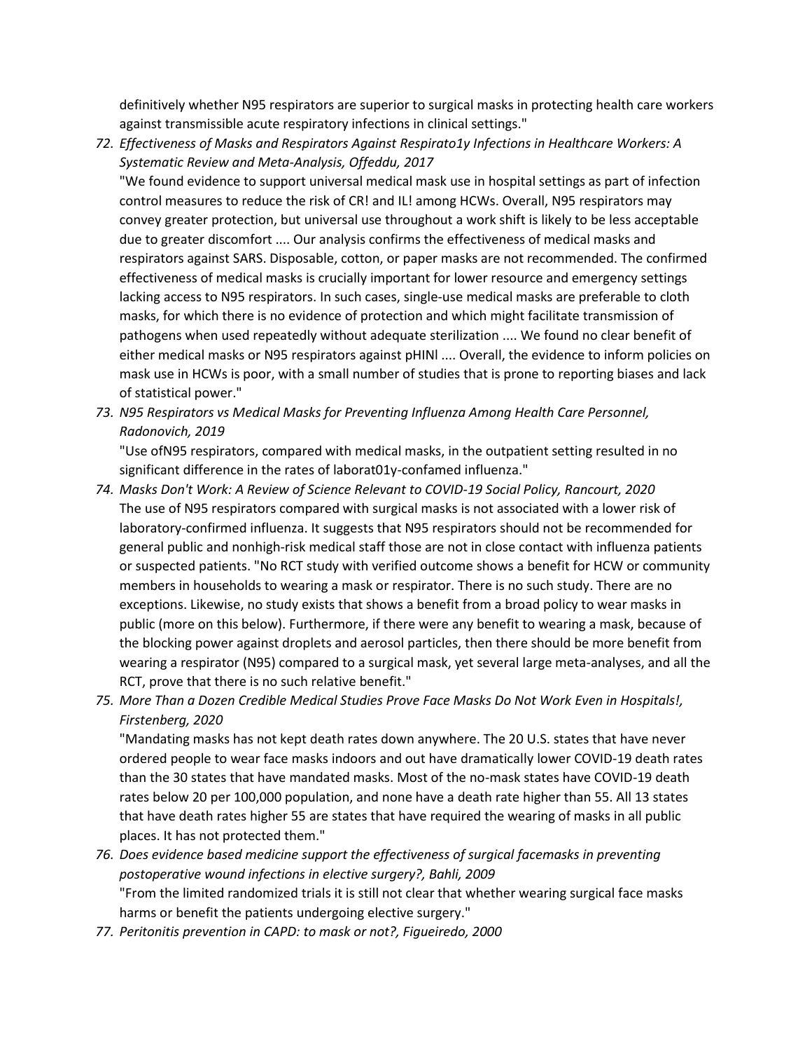definitively whether N95 respirators are superior to surgical masks in protecting health care workers against transmissible acute respiratory infections in clinical settings."

72. *Effectiveness of Masks and Respirators Against Respirato1y Infections in Healthcare Workers: A Systematic Review and Meta-Analysis, Offeddu, 2017*

    "We found evidence to support universal medical mask use in hospital settings as part of infection control measures to reduce the risk of CR! and IL! among HCWs. Overall, N95 respirators may convey greater protection, but universal use throughout a work shift is likely to be less acceptable due to greater discomfort .... Our analysis confirms the effectiveness of medical masks and respirators against SARS. Disposable, cotton, or paper masks are not recommended. The confirmed effectiveness of medical masks is crucially important for lower resource and emergency settings lacking access to N95 respirators. In such cases, single-use medical masks are preferable to cloth masks, for which there is no evidence of protection and which might facilitate transmission of pathogens when used repeatedly without adequate sterilization .... We found no clear benefit of either medical masks or N95 respirators against pHINl .... Overall, the evidence to inform policies on mask use in HCWs is poor, with a small number of studies that is prone to reporting biases and lack of statistical power."

73. *N95 Respirators vs Medical Masks for Preventing Influenza Among Health Care Personnel, Radonovich, 2019*

    "Use ofN95 respirators, compared with medical masks, in the outpatient setting resulted in no significant difference in the rates of laborat01y-confamed influenza."

74. *Masks Don't Work: A Review of Science Relevant to COVID-19 Social Policy, Rancourt, 2020*

    The use of N95 respirators compared with surgical masks is not associated with a lower risk of laboratory-confirmed influenza. It suggests that N95 respirators should not be recommended for general public and nonhigh-risk medical staff those are not in close contact with influenza patients or suspected patients. "No RCT study with verified outcome shows a benefit for HCW or community members in households to wearing a mask or respirator. There is no such study. There are no exceptions. Likewise, no study exists that shows a benefit from a broad policy to wear masks in public (more on this below). Furthermore, if there were any benefit to wearing a mask, because of the blocking power against droplets and aerosol particles, then there should be more benefit from wearing a respirator (N95) compared to a surgical mask, yet several large meta-analyses, and all the RCT, prove that there is no such relative benefit."

75. *More Than a Dozen Credible Medical Studies Prove Face Masks Do Not Work Even in Hospitals!, Firstenberg, 2020*

    "Mandating masks has not kept death rates down anywhere. The 20 U.S. states that have never ordered people to wear face masks indoors and out have dramatically lower COVID-19 death rates than the 30 states that have mandated masks. Most of the no-mask states have COVID-19 death rates below 20 per 100,000 population, and none have a death rate higher than 55. All 13 states that have death rates higher 55 are states that have required the wearing of masks in all public places. It has not protected them."

76. *Does evidence based medicine support the effectiveness of surgical facemasks in preventing postoperative wound infections in elective surgery?, Bahli, 2009*

    "From the limited randomized trials it is still not clear that whether wearing surgical face masks harms or benefit the patients undergoing elective surgery."

77. *Peritonitis prevention in CAPD: to mask or not?, Figueiredo, 2000*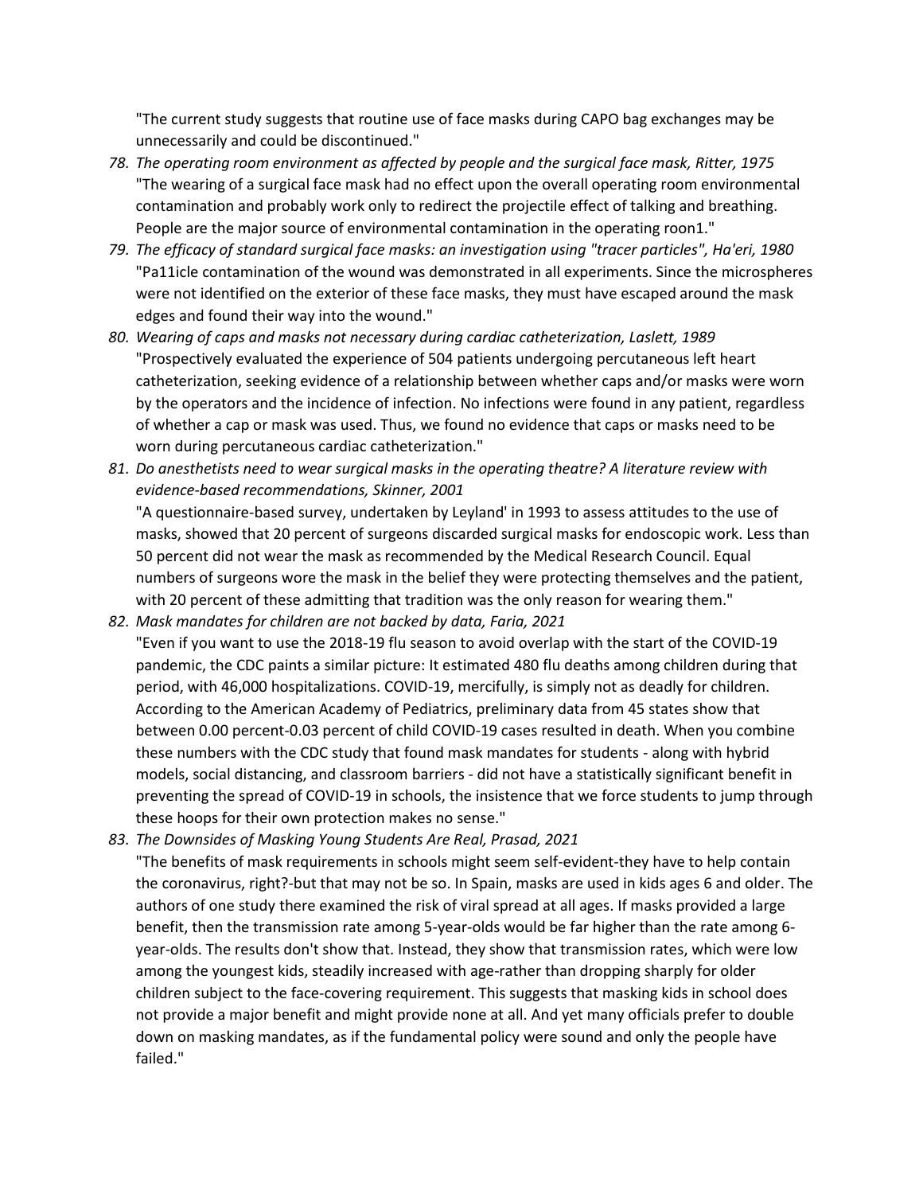"The current study suggests that routine use of face masks during CAPO bag exchanges may be unnecessarily and could be discontinued."

78. *The operating room environment as affected by people and the surgical face mask, Ritter, 1975*
"The wearing of a surgical face mask had no effect upon the overall operating room environmental contamination and probably work only to redirect the projectile effect of talking and breathing. People are the major source of environmental contamination in the operating roon1."
79. *The efficacy of standard surgical face masks: an investigation using "tracer particles", Ha'eri, 1980*
"Pa11icle contamination of the wound was demonstrated in all experiments. Since the microspheres were not identified on the exterior of these face masks, they must have escaped around the mask edges and found their way into the wound."
80. *Wearing of caps and masks not necessary during cardiac catheterization, Laslett, 1989*
"Prospectively evaluated the experience of 504 patients undergoing percutaneous left heart catheterization, seeking evidence of a relationship between whether caps and/or masks were worn by the operators and the incidence of infection. No infections were found in any patient, regardless of whether a cap or mask was used. Thus, we found no evidence that caps or masks need to be worn during percutaneous cardiac catheterization."
81. *Do anesthetists need to wear surgical masks in the operating theatre? A literature review with evidence-based recommendations, Skinner, 2001*
"A questionnaire-based survey, undertaken by Leyland' in 1993 to assess attitudes to the use of masks, showed that 20 percent of surgeons discarded surgical masks for endoscopic work. Less than 50 percent did not wear the mask as recommended by the Medical Research Council. Equal numbers of surgeons wore the mask in the belief they were protecting themselves and the patient, with 20 percent of these admitting that tradition was the only reason for wearing them."
82. *Mask mandates for children are not backed by data, Faria, 2021*
"Even if you want to use the 2018-19 flu season to avoid overlap with the start of the COVID-19 pandemic, the CDC paints a similar picture: It estimated 480 flu deaths among children during that period, with 46,000 hospitalizations. COVID-19, mercifully, is simply not as deadly for children. According to the American Academy of Pediatrics, preliminary data from 45 states show that between 0.00 percent-0.03 percent of child COVID-19 cases resulted in death. When you combine these numbers with the CDC study that found mask mandates for students - along with hybrid models, social distancing, and classroom barriers - did not have a statistically significant benefit in preventing the spread of COVID-19 in schools, the insistence that we force students to jump through these hoops for their own protection makes no sense."
83. *The Downsides of Masking Young Students Are Real, Prasad, 2021*
"The benefits of mask requirements in schools might seem self-evident-they have to help contain the coronavirus, right?-but that may not be so. In Spain, masks are used in kids ages 6 and older. The authors of one study there examined the risk of viral spread at all ages. If masks provided a large benefit, then the transmission rate among 5-year-olds would be far higher than the rate among 6-year-olds. The results don't show that. Instead, they show that transmission rates, which were low among the youngest kids, steadily increased with age-rather than dropping sharply for older children subject to the face-covering requirement. This suggests that masking kids in school does not provide a major benefit and might provide none at all. And yet many officials prefer to double down on masking mandates, as if the fundamental policy were sound and only the people have failed."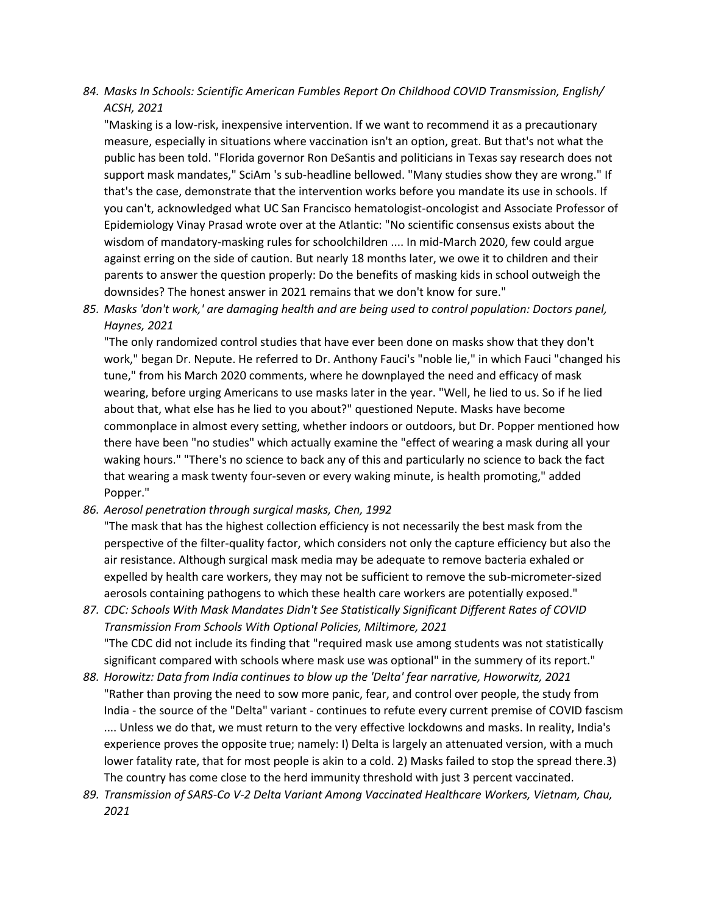84. *Masks In Schools: Scientific American Fumbles Report On Childhood COVID Transmission, English/ ACSH, 2021*

    "Masking is a low-risk, inexpensive intervention. If we want to recommend it as a precautionary measure, especially in situations where vaccination isn't an option, great. But that's not what the public has been told. "Florida governor Ron DeSantis and politicians in Texas say research does not support mask mandates," SciAm 's sub-headline bellowed. "Many studies show they are wrong." If that's the case, demonstrate that the intervention works before you mandate its use in schools. If you can't, acknowledged what UC San Francisco hematologist-oncologist and Associate Professor of Epidemiology Vinay Prasad wrote over at the Atlantic: "No scientific consensus exists about the wisdom of mandatory-masking rules for schoolchildren .... In mid-March 2020, few could argue against erring on the side of caution. But nearly 18 months later, we owe it to children and their parents to answer the question properly: Do the benefits of masking kids in school outweigh the downsides? The honest answer in 2021 remains that we don't know for sure."

85. *Masks 'don't work,' are damaging health and are being used to control population: Doctors panel, Haynes, 2021*

    "The only randomized control studies that have ever been done on masks show that they don't work," began Dr. Nepute. He referred to Dr. Anthony Fauci's "noble lie," in which Fauci "changed his tune," from his March 2020 comments, where he downplayed the need and efficacy of mask wearing, before urging Americans to use masks later in the year. "Well, he lied to us. So if he lied about that, what else has he lied to you about?" questioned Nepute. Masks have become commonplace in almost every setting, whether indoors or outdoors, but Dr. Popper mentioned how there have been "no studies" which actually examine the "effect of wearing a mask during all your waking hours." "There's no science to back any of this and particularly no science to back the fact that wearing a mask twenty four-seven or every waking minute, is health promoting," added Popper."

86. *Aerosol penetration through surgical masks, Chen, 1992*

    "The mask that has the highest collection efficiency is not necessarily the best mask from the perspective of the filter-quality factor, which considers not only the capture efficiency but also the air resistance. Although surgical mask media may be adequate to remove bacteria exhaled or expelled by health care workers, they may not be sufficient to remove the sub-micrometer-sized aerosols containing pathogens to which these health care workers are potentially exposed."

87. *CDC: Schools With Mask Mandates Didn't See Statistically Significant Different Rates of COVID Transmission From Schools With Optional Policies, Miltimore, 2021*

    "The CDC did not include its finding that "required mask use among students was not statistically significant compared with schools where mask use was optional" in the summery of its report."

88. *Horowitz: Data from India continues to blow up the 'Delta' fear narrative, Howorwitz, 2021*

    "Rather than proving the need to sow more panic, fear, and control over people, the study from India - the source of the "Delta" variant - continues to refute every current premise of COVID fascism .... Unless we do that, we must return to the very effective lockdowns and masks. In reality, India's experience proves the opposite true; namely: I) Delta is largely an attenuated version, with a much lower fatality rate, that for most people is akin to a cold. 2) Masks failed to stop the spread there.3) The country has come close to the herd immunity threshold with just 3 percent vaccinated.

89. *Transmission of SARS-Co V-2 Delta Variant Among Vaccinated Healthcare Workers, Vietnam, Chau, 2021*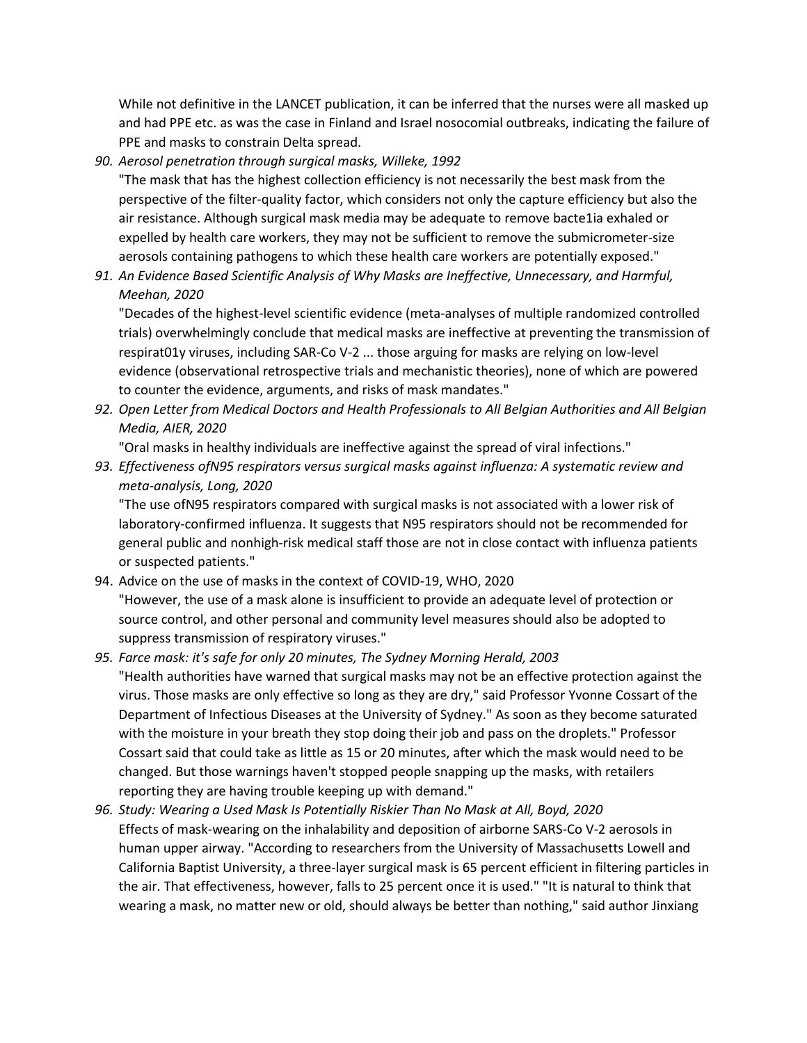While not definitive in the LANCET publication, it can be inferred that the nurses were all masked up and had PPE etc. as was the case in Finland and Israel nosocomial outbreaks, indicating the failure of PPE and masks to constrain Delta spread.

90. *Aerosol penetration through surgical masks, Willeke, 1992*
    "The mask that has the highest collection efficiency is not necessarily the best mask from the perspective of the filter-quality factor, which considers not only the capture efficiency but also the air resistance. Although surgical mask media may be adequate to remove bacte1ia exhaled or expelled by health care workers, they may not be sufficient to remove the submicrometer-size aerosols containing pathogens to which these health care workers are potentially exposed."
91. *An Evidence Based Scientific Analysis of Why Masks are Ineffective, Unnecessary, and Harmful, Meehan, 2020*
    "Decades of the highest-level scientific evidence (meta-analyses of multiple randomized controlled trials) overwhelmingly conclude that medical masks are ineffective at preventing the transmission of respirat01y viruses, including SAR-Co V-2 ... those arguing for masks are relying on low-level evidence (observational retrospective trials and mechanistic theories), none of which are powered to counter the evidence, arguments, and risks of mask mandates."
92. *Open Letter from Medical Doctors and Health Professionals to All Belgian Authorities and All Belgian Media, AIER, 2020*
    "Oral masks in healthy individuals are ineffective against the spread of viral infections."
93. *Effectiveness ofN95 respirators versus surgical masks against influenza: A systematic review and meta-analysis, Long, 2020*
    "The use ofN95 respirators compared with surgical masks is not associated with a lower risk of laboratory-confirmed influenza. It suggests that N95 respirators should not be recommended for general public and nonhigh-risk medical staff those are not in close contact with influenza patients or suspected patients."
94. Advice on the use of masks in the context of COVID-19, WHO, 2020
    "However, the use of a mask alone is insufficient to provide an adequate level of protection or source control, and other personal and community level measures should also be adopted to suppress transmission of respiratory viruses."
95. *Farce mask: it's safe for only 20 minutes, The Sydney Morning Herald, 2003*
    "Health authorities have warned that surgical masks may not be an effective protection against the virus. Those masks are only effective so long as they are dry," said Professor Yvonne Cossart of the Department of Infectious Diseases at the University of Sydney." As soon as they become saturated with the moisture in your breath they stop doing their job and pass on the droplets." Professor Cossart said that could take as little as 15 or 20 minutes, after which the mask would need to be changed. But those warnings haven't stopped people snapping up the masks, with retailers reporting they are having trouble keeping up with demand."
96. *Study: Wearing a Used Mask Is Potentially Riskier Than No Mask at All, Boyd, 2020*
    Effects of mask-wearing on the inhalability and deposition of airborne SARS-Co V-2 aerosols in human upper airway. "According to researchers from the University of Massachusetts Lowell and California Baptist University, a three-layer surgical mask is 65 percent efficient in filtering particles in the air. That effectiveness, however, falls to 25 percent once it is used." "It is natural to think that wearing a mask, no matter new or old, should always be better than nothing," said author Jinxiang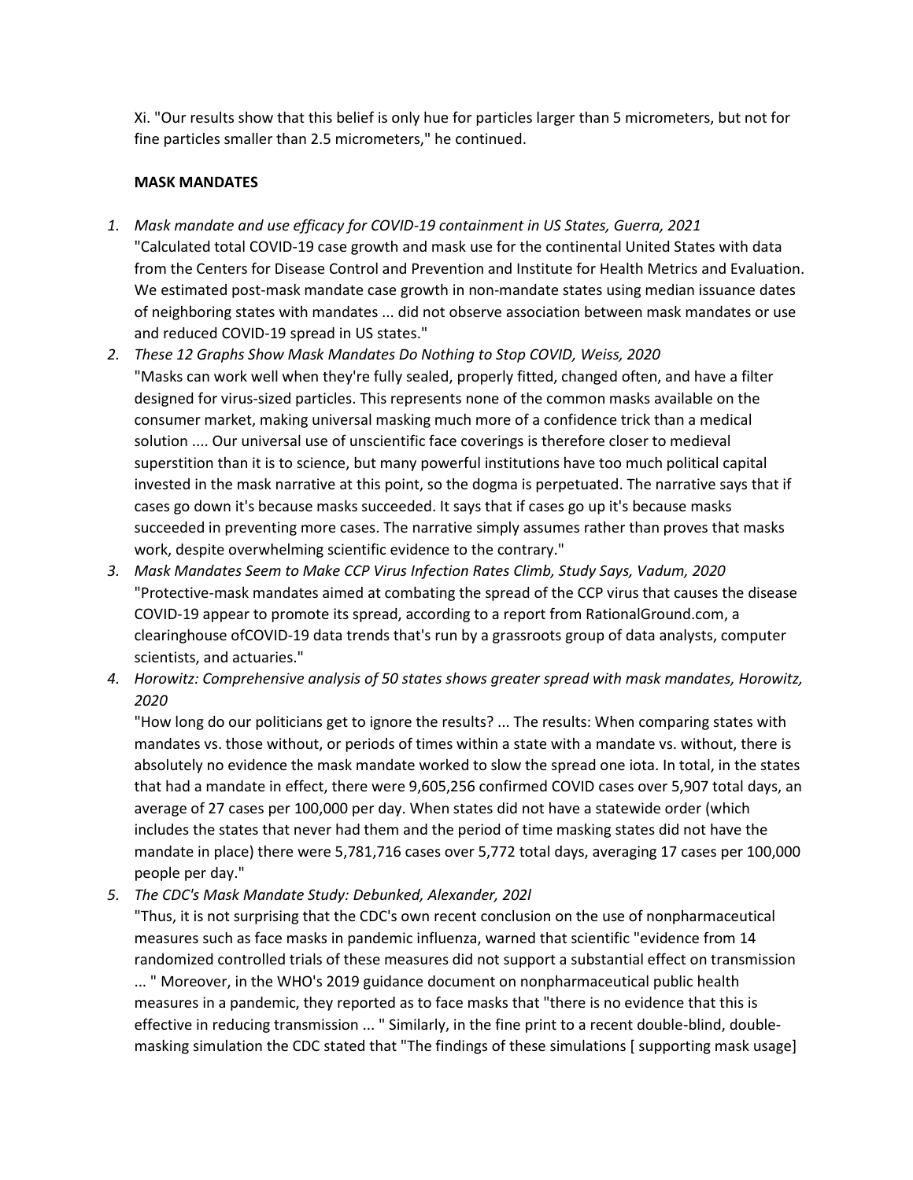Xi. "Our results show that this belief is only hue for particles larger than 5 micrometers, but not for fine particles smaller than 2.5 micrometers," he continued.

**MASK MANDATES**

1. *Mask mandate and use efficacy for COVID-19 containment in US States, Guerra, 2021*
   "Calculated total COVID-19 case growth and mask use for the continental United States with data from the Centers for Disease Control and Prevention and Institute for Health Metrics and Evaluation. We estimated post-mask mandate case growth in non-mandate states using median issuance dates of neighboring states with mandates ... did not observe association between mask mandates or use and reduced COVID-19 spread in US states."
2. *These 12 Graphs Show Mask Mandates Do Nothing to Stop COVID, Weiss, 2020*
   "Masks can work well when they're fully sealed, properly fitted, changed often, and have a filter designed for virus-sized particles. This represents none of the common masks available on the consumer market, making universal masking much more of a confidence trick than a medical solution .... Our universal use of unscientific face coverings is therefore closer to medieval superstition than it is to science, but many powerful institutions have too much political capital invested in the mask narrative at this point, so the dogma is perpetuated. The narrative says that if cases go down it's because masks succeeded. It says that if cases go up it's because masks succeeded in preventing more cases. The narrative simply assumes rather than proves that masks work, despite overwhelming scientific evidence to the contrary."
3. *Mask Mandates Seem to Make CCP Virus Infection Rates Climb, Study Says, Vadum, 2020*
   "Protective-mask mandates aimed at combating the spread of the CCP virus that causes the disease COVID-19 appear to promote its spread, according to a report from RationalGround.com, a clearinghouse ofCOVID-19 data trends that's run by a grassroots group of data analysts, computer scientists, and actuaries."
4. *Horowitz: Comprehensive analysis of 50 states shows greater spread with mask mandates, Horowitz, 2020*
   "How long do our politicians get to ignore the results? ... The results: When comparing states with mandates vs. those without, or periods of times within a state with a mandate vs. without, there is absolutely no evidence the mask mandate worked to slow the spread one iota. In total, in the states that had a mandate in effect, there were 9,605,256 confirmed COVID cases over 5,907 total days, an average of 27 cases per 100,000 per day. When states did not have a statewide order (which includes the states that never had them and the period of time masking states did not have the mandate in place) there were 5,781,716 cases over 5,772 total days, averaging 17 cases per 100,000 people per day."
5. *The CDC's Mask Mandate Study: Debunked, Alexander, 202l*
   "Thus, it is not surprising that the CDC's own recent conclusion on the use of nonpharmaceutical measures such as face masks in pandemic influenza, warned that scientific "evidence from 14 randomized controlled trials of these measures did not support a substantial effect on transmission ... " Moreover, in the WHO's 2019 guidance document on nonpharmaceutical public health measures in a pandemic, they reported as to face masks that "there is no evidence that this is effective in reducing transmission ... " Similarly, in the fine print to a recent double-blind, double-masking simulation the CDC stated that "The findings of these simulations [ supporting mask usage]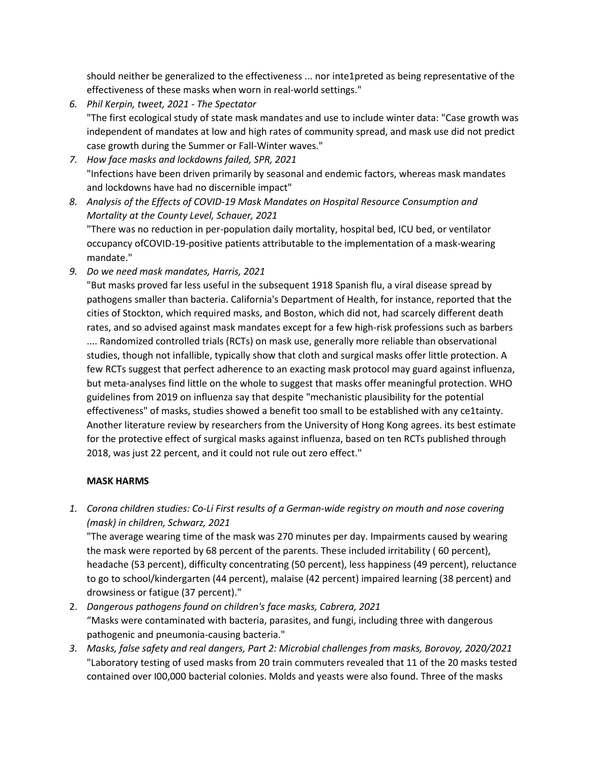should neither be generalized to the effectiveness ... nor inte1preted as being representative of the effectiveness of these masks when worn in real-world settings."

6. *Phil Kerpin, tweet, 2021 - The Spectator*
   "The first ecological study of state mask mandates and use to include winter data: "Case growth was independent of mandates at low and high rates of community spread, and mask use did not predict case growth during the Summer or Fall-Winter waves."
7. *How face masks and lockdowns failed, SPR, 2021*
   "Infections have been driven primarily by seasonal and endemic factors, whereas mask mandates and lockdowns have had no discernible impact"
8. *Analysis of the Effects of COVID-19 Mask Mandates on Hospital Resource Consumption and Mortality at the County Level, Schauer, 2021*
   "There was no reduction in per-population daily mortality, hospital bed, ICU bed, or ventilator occupancy ofCOVID-19-positive patients attributable to the implementation of a mask-wearing mandate."
9. *Do we need mask mandates, Harris, 2021*
   "But masks proved far less useful in the subsequent 1918 Spanish flu, a viral disease spread by pathogens smaller than bacteria. California's Department of Health, for instance, reported that the cities of Stockton, which required masks, and Boston, which did not, had scarcely different death rates, and so advised against mask mandates except for a few high-risk professions such as barbers .... Randomized controlled trials (RCTs) on mask use, generally more reliable than observational studies, though not infallible, typically show that cloth and surgical masks offer little protection. A few RCTs suggest that perfect adherence to an exacting mask protocol may guard against influenza, but meta-analyses find little on the whole to suggest that masks offer meaningful protection. WHO guidelines from 2019 on influenza say that despite "mechanistic plausibility for the potential effectiveness" of masks, studies showed a benefit too small to be established with any ce1tainty. Another literature review by researchers from the University of Hong Kong agrees. its best estimate for the protective effect of surgical masks against influenza, based on ten RCTs published through 2018, was just 22 percent, and it could not rule out zero effect."

**MASK HARMS**

1. *Corona children studies: Co-Li First results of a German-wide registry on mouth and nose covering (mask) in children, Schwarz, 2021*
   "The average wearing time of the mask was 270 minutes per day. Impairments caused by wearing the mask were reported by 68 percent of the parents. These included irritability ( 60 percent}, headache (53 percent), difficulty concentrating (50 percent), less happiness (49 percent), reluctance to go to school/kindergarten (44 percent), malaise (42 percent) impaired learning (38 percent) and drowsiness or fatigue (37 percent)."
2. *Dangerous pathogens found on children's face masks, Cabrera, 2021*
   "Masks were contaminated with bacteria, parasites, and fungi, including three with dangerous pathogenic and pneumonia-causing bacteria."
3. *Masks, false safety and real dangers, Part 2: Microbial challenges from masks, Borovoy, 2020/2021*
   "Laboratory testing of used masks from 20 train commuters revealed that 11 of the 20 masks tested contained over I00,000 bacterial colonies. Molds and yeasts were also found. Three of the masks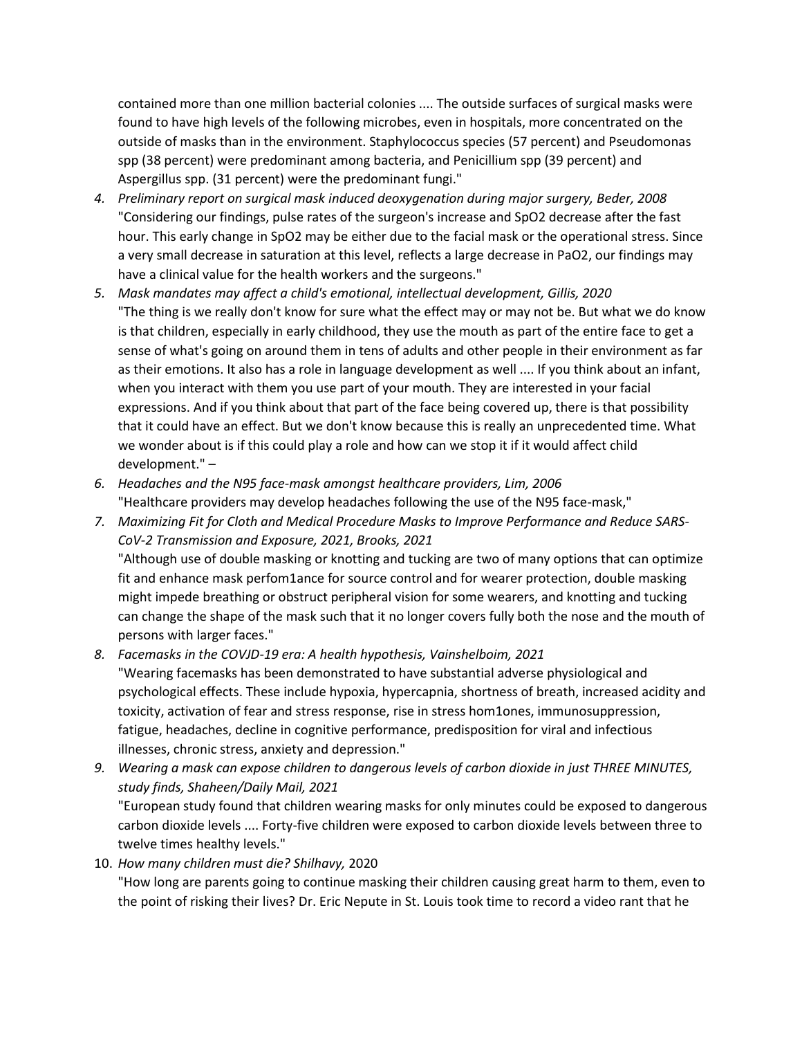contained more than one million bacterial colonies .... The outside surfaces of surgical masks were found to have high levels of the following microbes, even in hospitals, more concentrated on the outside of masks than in the environment. Staphylococcus species (57 percent) and Pseudomonas spp (38 percent) were predominant among bacteria, and Penicillium spp (39 percent) and Aspergillus spp. (31 percent) were the predominant fungi."

4. *Preliminary report on surgical mask induced deoxygenation during major surgery, Beder, 2008*
   "Considering our findings, pulse rates of the surgeon's increase and SpO2 decrease after the fast hour. This early change in SpO2 may be either due to the facial mask or the operational stress. Since a very small decrease in saturation at this level, reflects a large decrease in PaO2, our findings may have a clinical value for the health workers and the surgeons."
5. *Mask mandates may affect a child's emotional, intellectual development, Gillis, 2020*
   "The thing is we really don't know for sure what the effect may or may not be. But what we do know is that children, especially in early childhood, they use the mouth as part of the entire face to get a sense of what's going on around them in tens of adults and other people in their environment as far as their emotions. It also has a role in language development as well .... If you think about an infant, when you interact with them you use part of your mouth. They are interested in your facial expressions. And if you think about that part of the face being covered up, there is that possibility that it could have an effect. But we don't know because this is really an unprecedented time. What we wonder about is if this could play a role and how can we stop it if it would affect child development." –
6. *Headaches and the N95 face-mask amongst healthcare providers, Lim, 2006*
   "Healthcare providers may develop headaches following the use of the N95 face-mask,"
7. *Maximizing Fit for Cloth and Medical Procedure Masks to Improve Performance and Reduce SARS-CoV-2 Transmission and Exposure, 2021, Brooks, 2021*
   "Although use of double masking or knotting and tucking are two of many options that can optimize fit and enhance mask perfom1ance for source control and for wearer protection, double masking might impede breathing or obstruct peripheral vision for some wearers, and knotting and tucking can change the shape of the mask such that it no longer covers fully both the nose and the mouth of persons with larger faces."
8. *Facemasks in the COVJD-19 era: A health hypothesis, Vainshelboim, 2021*
   "Wearing facemasks has been demonstrated to have substantial adverse physiological and psychological effects. These include hypoxia, hypercapnia, shortness of breath, increased acidity and toxicity, activation of fear and stress response, rise in stress hom1ones, immunosuppression, fatigue, headaches, decline in cognitive performance, predisposition for viral and infectious illnesses, chronic stress, anxiety and depression."
9. *Wearing a mask can expose children to dangerous levels of carbon dioxide in just THREE MINUTES, study finds, Shaheen/Daily Mail, 2021*
   "European study found that children wearing masks for only minutes could be exposed to dangerous carbon dioxide levels .... Forty-five children were exposed to carbon dioxide levels between three to twelve times healthy levels."
10. *How many children must die? Shilhavy,* 2020
    "How long are parents going to continue masking their children causing great harm to them, even to the point of risking their lives? Dr. Eric Nepute in St. Louis took time to record a video rant that he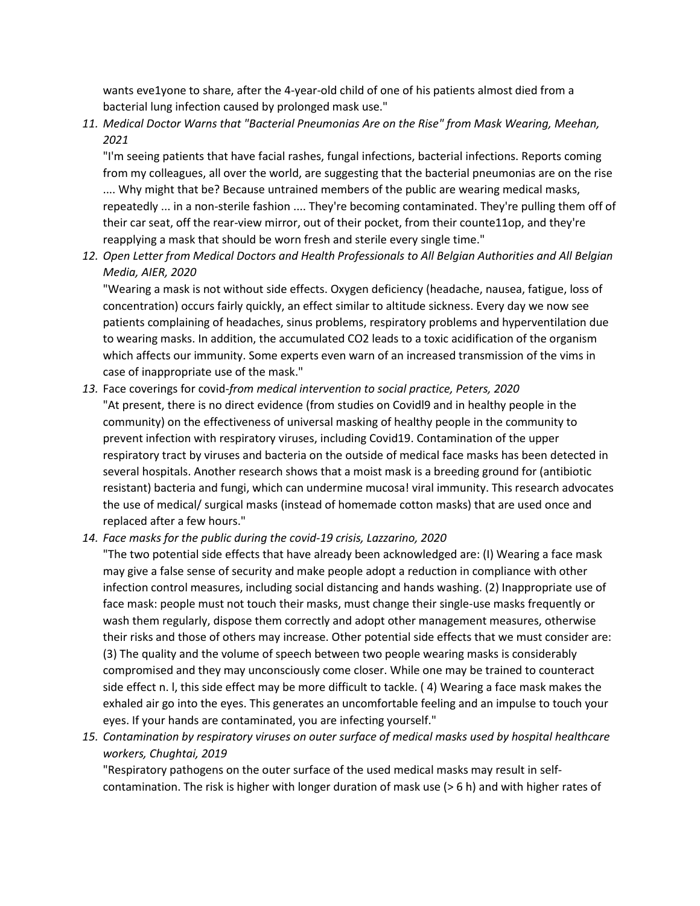wants eve1yone to share, after the 4-year-old child of one of his patients almost died from a bacterial lung infection caused by prolonged mask use."

11. *Medical Doctor Warns that "Bacterial Pneumonias Are on the Rise" from Mask Wearing, Meehan, 2021*

    "I'm seeing patients that have facial rashes, fungal infections, bacterial infections. Reports coming from my colleagues, all over the world, are suggesting that the bacterial pneumonias are on the rise .... Why might that be? Because untrained members of the public are wearing medical masks, repeatedly ... in a non-sterile fashion .... They're becoming contaminated. They're pulling them off of their car seat, off the rear-view mirror, out of their pocket, from their counte11op, and they're reapplying a mask that should be worn fresh and sterile every single time."

12. *Open Letter from Medical Doctors and Health Professionals to All Belgian Authorities and All Belgian Media, AIER, 2020*

    "Wearing a mask is not without side effects. Oxygen deficiency (headache, nausea, fatigue, loss of concentration) occurs fairly quickly, an effect similar to altitude sickness. Every day we now see patients complaining of headaches, sinus problems, respiratory problems and hyperventilation due to wearing masks. In addition, the accumulated $CO_2$ leads to a toxic acidification of the organism which affects our immunity. Some experts even warn of an increased transmission of the vims in case of inappropriate use of the mask."

13. Face coverings for covid-*from medical intervention to social practice, Peters, 2020*

    "At present, there is no direct evidence (from studies on Covidl9 and in healthy people in the community) on the effectiveness of universal masking of healthy people in the community to prevent infection with respiratory viruses, including Covid19. Contamination of the upper respiratory tract by viruses and bacteria on the outside of medical face masks has been detected in several hospitals. Another research shows that a moist mask is a breeding ground for (antibiotic resistant) bacteria and fungi, which can undermine mucosa! viral immunity. This research advocates the use of medical/ surgical masks (instead of homemade cotton masks) that are used once and replaced after a few hours."

14. *Face masks for the public during the covid-19 crisis, Lazzarino, 2020*

    "The two potential side effects that have already been acknowledged are: (I) Wearing a face mask may give a false sense of security and make people adopt a reduction in compliance with other infection control measures, including social distancing and hands washing. (2) Inappropriate use of face mask: people must not touch their masks, must change their single-use masks frequently or wash them regularly, dispose them correctly and adopt other management measures, otherwise their risks and those of others may increase. Other potential side effects that we must consider are: (3) The quality and the volume of speech between two people wearing masks is considerably compromised and they may unconsciously come closer. While one may be trained to counteract side effect n. l, this side effect may be more difficult to tackle. ( 4) Wearing a face mask makes the exhaled air go into the eyes. This generates an uncomfortable feeling and an impulse to touch your eyes. If your hands are contaminated, you are infecting yourself."

15. *Contamination by respiratory viruses on outer surface of medical masks used by hospital healthcare workers, Chughtai, 2019*

    "Respiratory pathogens on the outer surface of the used medical masks may result in self-contamination. The risk is higher with longer duration of mask use (> 6 h) and with higher rates of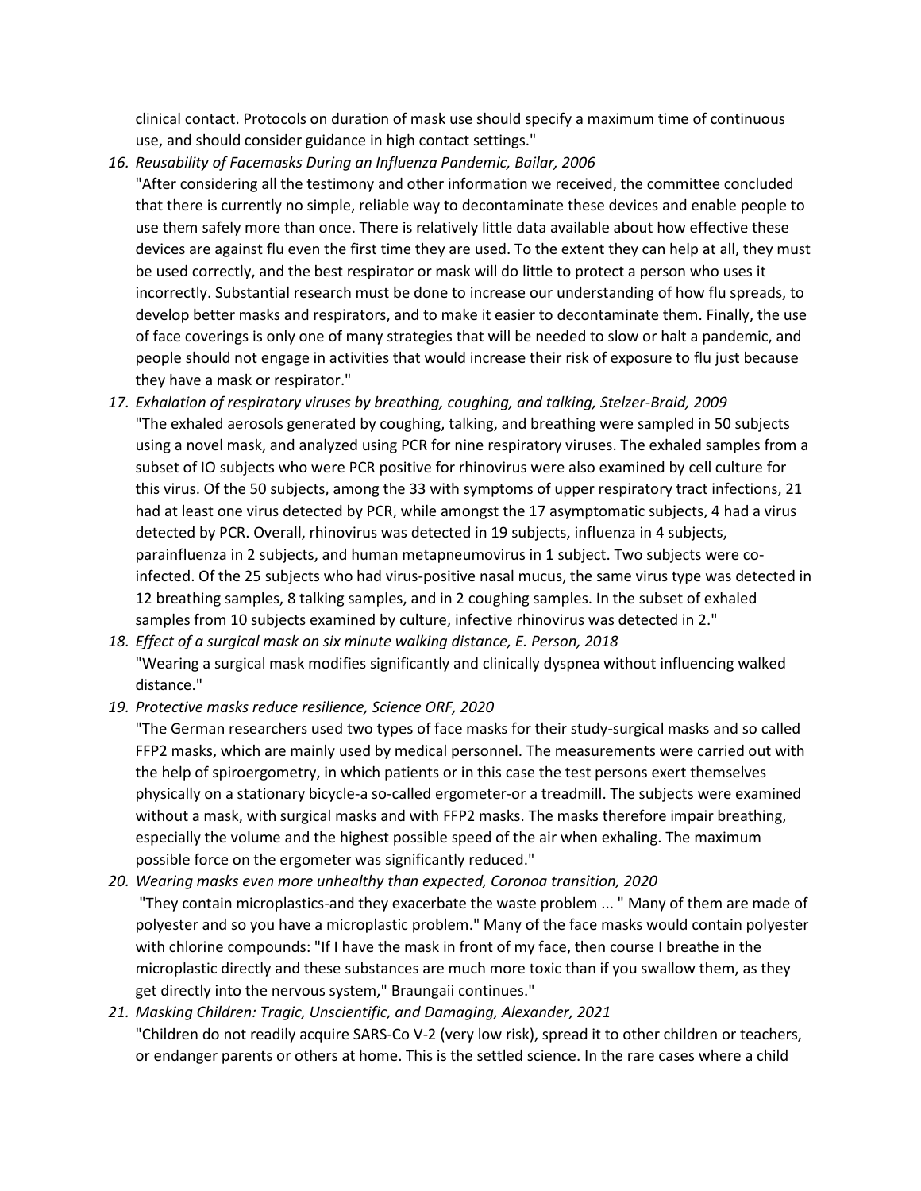clinical contact. Protocols on duration of mask use should specify a maximum time of continuous use, and should consider guidance in high contact settings."

16. *Reusability of Facemasks During an Influenza Pandemic, Bailar, 2006*
"After considering all the testimony and other information we received, the committee concluded that there is currently no simple, reliable way to decontaminate these devices and enable people to use them safely more than once. There is relatively little data available about how effective these devices are against flu even the first time they are used. To the extent they can help at all, they must be used correctly, and the best respirator or mask will do little to protect a person who uses it incorrectly. Substantial research must be done to increase our understanding of how flu spreads, to develop better masks and respirators, and to make it easier to decontaminate them. Finally, the use of face coverings is only one of many strategies that will be needed to slow or halt a pandemic, and people should not engage in activities that would increase their risk of exposure to flu just because they have a mask or respirator."

17. *Exhalation of respiratory viruses by breathing, coughing, and talking, Stelzer-Braid, 2009*
"The exhaled aerosols generated by coughing, talking, and breathing were sampled in 50 subjects using a novel mask, and analyzed using PCR for nine respiratory viruses. The exhaled samples from a subset of IO subjects who were PCR positive for rhinovirus were also examined by cell culture for this virus. Of the 50 subjects, among the 33 with symptoms of upper respiratory tract infections, 21 had at least one virus detected by PCR, while amongst the 17 asymptomatic subjects, 4 had a virus detected by PCR. Overall, rhinovirus was detected in 19 subjects, influenza in 4 subjects, parainfluenza in 2 subjects, and human metapneumovirus in 1 subject. Two subjects were co-infected. Of the 25 subjects who had virus-positive nasal mucus, the same virus type was detected in 12 breathing samples, 8 talking samples, and in 2 coughing samples. In the subset of exhaled samples from 10 subjects examined by culture, infective rhinovirus was detected in 2."

18. *Effect of a surgical mask on six minute walking distance, E. Person, 2018*
"Wearing a surgical mask modifies significantly and clinically dyspnea without influencing walked distance."

19. *Protective masks reduce resilience, Science ORF, 2020*
"The German researchers used two types of face masks for their study-surgical masks and so called FFP2 masks, which are mainly used by medical personnel. The measurements were carried out with the help of spiroergometry, in which patients or in this case the test persons exert themselves physically on a stationary bicycle-a so-called ergometer-or a treadmill. The subjects were examined without a mask, with surgical masks and with FFP2 masks. The masks therefore impair breathing, especially the volume and the highest possible speed of the air when exhaling. The maximum possible force on the ergometer was significantly reduced."

20. *Wearing masks even more unhealthy than expected, Coronoa transition, 2020*
"They contain microplastics-and they exacerbate the waste problem ... " Many of them are made of polyester and so you have a microplastic problem." Many of the face masks would contain polyester with chlorine compounds: "If I have the mask in front of my face, then course I breathe in the microplastic directly and these substances are much more toxic than if you swallow them, as they get directly into the nervous system," Braungaii continues."

21. *Masking Children: Tragic, Unscientific, and Damaging, Alexander, 2021*
"Children do not readily acquire SARS-Co V-2 (very low risk), spread it to other children or teachers, or endanger parents or others at home. This is the settled science. In the rare cases where a child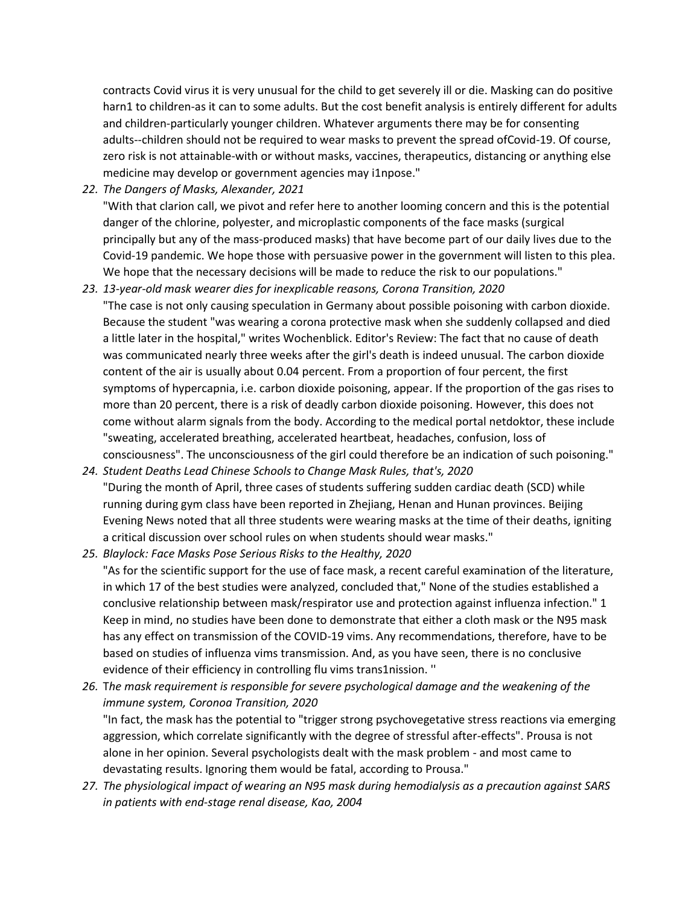contracts Covid virus it is very unusual for the child to get severely ill or die. Masking can do positive harn1 to children-as it can to some adults. But the cost benefit analysis is entirely different for adults and children-particularly younger children. Whatever arguments there may be for consenting adults--children should not be required to wear masks to prevent the spread ofCovid-19. Of course, zero risk is not attainable-with or without masks, vaccines, therapeutics, distancing or anything else medicine may develop or government agencies may i1npose."

22. *The Dangers of Masks, Alexander, 2021*
    "With that clarion call, we pivot and refer here to another looming concern and this is the potential danger of the chlorine, polyester, and microplastic components of the face masks (surgical principally but any of the mass-produced masks) that have become part of our daily lives due to the Covid-19 pandemic. We hope those with persuasive power in the government will listen to this plea. We hope that the necessary decisions will be made to reduce the risk to our populations."
23. *13-year-old mask wearer dies for inexplicable reasons, Corona Transition, 2020*
    "The case is not only causing speculation in Germany about possible poisoning with carbon dioxide. Because the student "was wearing a corona protective mask when she suddenly collapsed and died a little later in the hospital," writes Wochenblick. Editor's Review: The fact that no cause of death was communicated nearly three weeks after the girl's death is indeed unusual. The carbon dioxide content of the air is usually about 0.04 percent. From a proportion of four percent, the first symptoms of hypercapnia, i.e. carbon dioxide poisoning, appear. If the proportion of the gas rises to more than 20 percent, there is a risk of deadly carbon dioxide poisoning. However, this does not come without alarm signals from the body. According to the medical portal netdoktor, these include "sweating, accelerated breathing, accelerated heartbeat, headaches, confusion, loss of consciousness". The unconsciousness of the girl could therefore be an indication of such poisoning."
24. *Student Deaths Lead Chinese Schools to Change Mask Rules, that's, 2020*
    "During the month of April, three cases of students suffering sudden cardiac death (SCD) while running during gym class have been reported in Zhejiang, Henan and Hunan provinces. Beijing Evening News noted that all three students were wearing masks at the time of their deaths, igniting a critical discussion over school rules on when students should wear masks."
25. *Blaylock: Face Masks Pose Serious Risks to the Healthy, 2020*
    "As for the scientific support for the use of face mask, a recent careful examination of the literature, in which 17 of the best studies were analyzed, concluded that," None of the studies established a conclusive relationship between mask/respirator use and protection against influenza infection." 1 Keep in mind, no studies have been done to demonstrate that either a cloth mask or the N95 mask has any effect on transmission of the COVID-19 vims. Any recommendations, therefore, have to be based on studies of influenza vims transmission. And, as you have seen, there is no conclusive evidence of their efficiency in controlling flu vims trans1nission. ''
26. T*he mask requirement is responsible for severe psychological damage and the weakening of the immune system, Coronoa Transition, 2020*
    "In fact, the mask has the potential to "trigger strong psychovegetative stress reactions via emerging aggression, which correlate significantly with the degree of stressful after-effects". Prousa is not alone in her opinion. Several psychologists dealt with the mask problem - and most came to devastating results. Ignoring them would be fatal, according to Prousa."
27. *The physiological impact of wearing an N95 mask during hemodialysis as a precaution against SARS in patients with end-stage renal disease, Kao, 2004*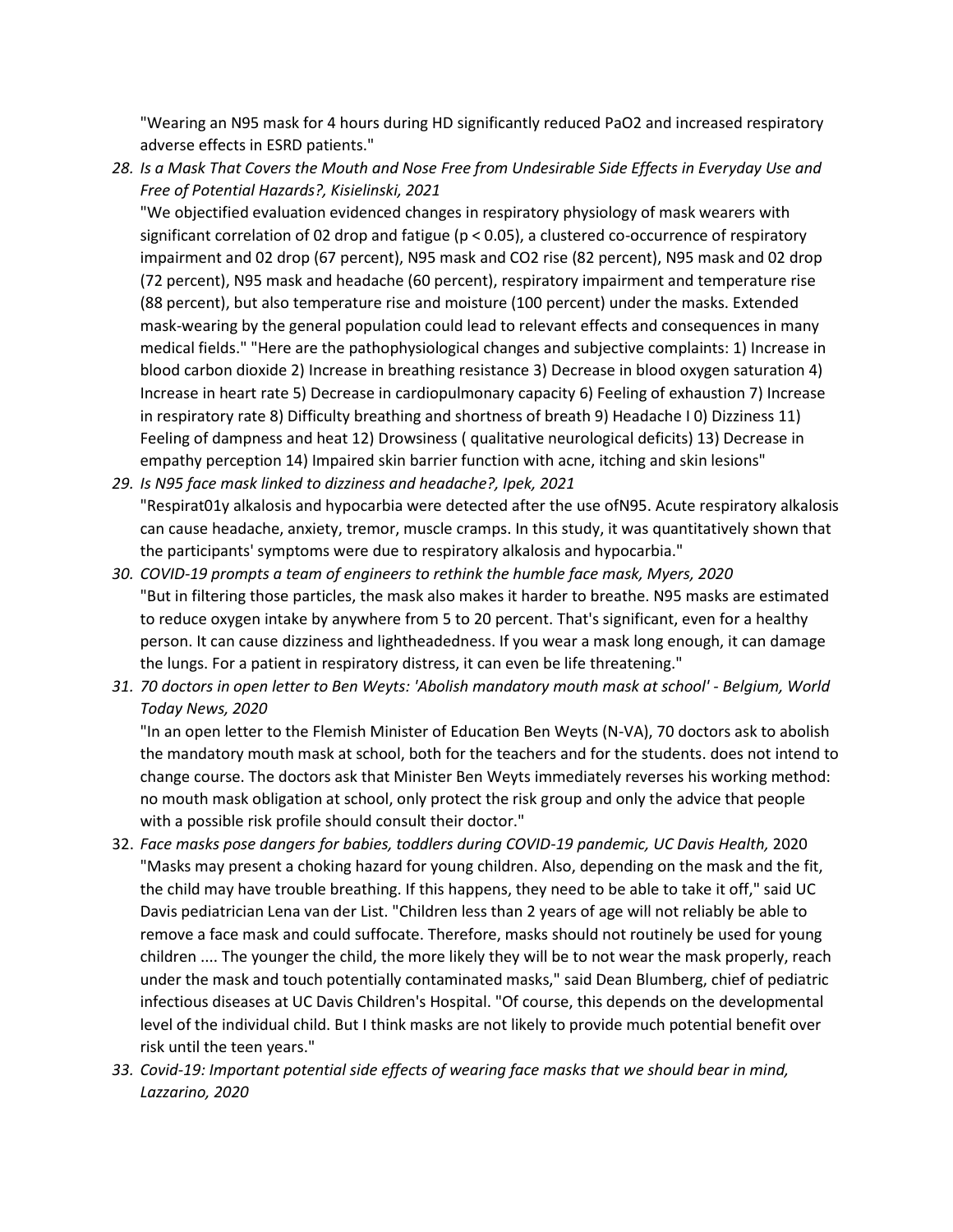"Wearing an N95 mask for 4 hours during HD significantly reduced PaO2 and increased respiratory adverse effects in ESRD patients."

28. *Is a Mask That Covers the Mouth and Nose Free from Undesirable Side Effects in Everyday Use and Free of Potential Hazards?, Kisielinski, 2021*
    "We objectified evaluation evidenced changes in respiratory physiology of mask wearers with significant correlation of 02 drop and fatigue ($p < 0.05$), a clustered co-occurrence of respiratory impairment and 02 drop (67 percent), N95 mask and CO2 rise (82 percent), N95 mask and 02 drop (72 percent), N95 mask and headache (60 percent), respiratory impairment and temperature rise (88 percent), but also temperature rise and moisture (100 percent) under the masks. Extended mask-wearing by the general population could lead to relevant effects and consequences in many medical fields." "Here are the pathophysiological changes and subjective complaints: 1) Increase in blood carbon dioxide 2) Increase in breathing resistance 3) Decrease in blood oxygen saturation 4) Increase in heart rate 5) Decrease in cardiopulmonary capacity 6) Feeling of exhaustion 7) Increase in respiratory rate 8) Difficulty breathing and shortness of breath 9) Headache I 0) Dizziness 11) Feeling of dampness and heat 12) Drowsiness ( qualitative neurological deficits) 13) Decrease in empathy perception 14) Impaired skin barrier function with acne, itching and skin lesions"
29. *Is N95 face mask linked to dizziness and headache?, Ipek, 2021*
    "Respirat01y alkalosis and hypocarbia were detected after the use ofN95. Acute respiratory alkalosis can cause headache, anxiety, tremor, muscle cramps. In this study, it was quantitatively shown that the participants' symptoms were due to respiratory alkalosis and hypocarbia."
30. *COVID-19 prompts a team of engineers to rethink the humble face mask, Myers, 2020*
    "But in filtering those particles, the mask also makes it harder to breathe. N95 masks are estimated to reduce oxygen intake by anywhere from 5 to 20 percent. That's significant, even for a healthy person. It can cause dizziness and lightheadedness. If you wear a mask long enough, it can damage the lungs. For a patient in respiratory distress, it can even be life threatening."
31. *70 doctors in open letter to Ben Weyts: 'Abolish mandatory mouth mask at school' - Belgium, World Today News, 2020*
    "In an open letter to the Flemish Minister of Education Ben Weyts (N-VA), 70 doctors ask to abolish the mandatory mouth mask at school, both for the teachers and for the students. does not intend to change course. The doctors ask that Minister Ben Weyts immediately reverses his working method: no mouth mask obligation at school, only protect the risk group and only the advice that people with a possible risk profile should consult their doctor."
32. *Face masks pose dangers for babies, toddlers during COVID-19 pandemic, UC Davis Health,* 2020
    "Masks may present a choking hazard for young children. Also, depending on the mask and the fit, the child may have trouble breathing. If this happens, they need to be able to take it off," said UC Davis pediatrician Lena van der List. "Children less than 2 years of age will not reliably be able to remove a face mask and could suffocate. Therefore, masks should not routinely be used for young children .... The younger the child, the more likely they will be to not wear the mask properly, reach under the mask and touch potentially contaminated masks," said Dean Blumberg, chief of pediatric infectious diseases at UC Davis Children's Hospital. "Of course, this depends on the developmental level of the individual child. But I think masks are not likely to provide much potential benefit over risk until the teen years."
33. *Covid-19: Important potential side effects of wearing face masks that we should bear in mind, Lazzarino, 2020*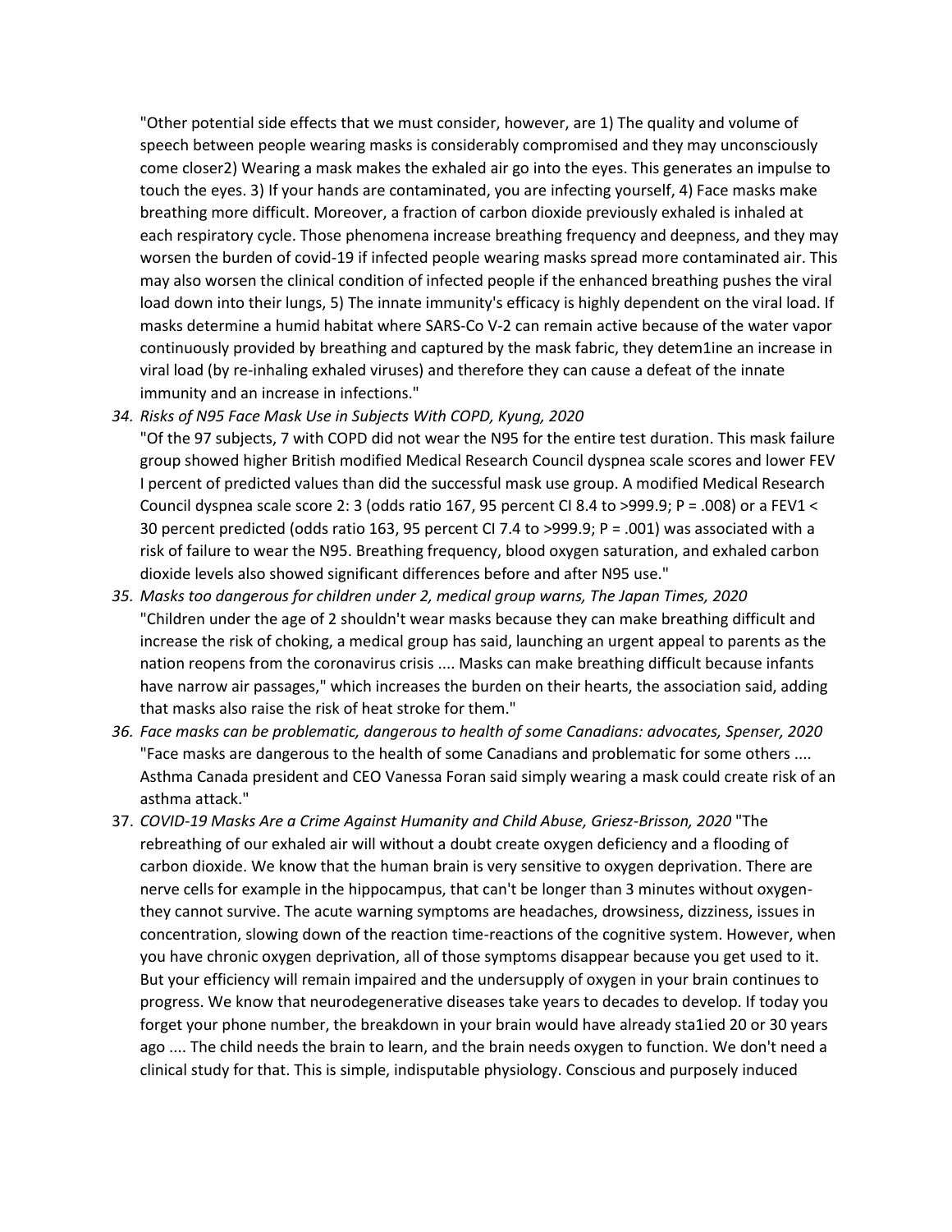"Other potential side effects that we must consider, however, are 1) The quality and volume of speech between people wearing masks is considerably compromised and they may unconsciously come closer2) Wearing a mask makes the exhaled air go into the eyes. This generates an impulse to touch the eyes. 3) If your hands are contaminated, you are infecting yourself, 4) Face masks make breathing more difficult. Moreover, a fraction of carbon dioxide previously exhaled is inhaled at each respiratory cycle. Those phenomena increase breathing frequency and deepness, and they may worsen the burden of covid-19 if infected people wearing masks spread more contaminated air. This may also worsen the clinical condition of infected people if the enhanced breathing pushes the viral load down into their lungs, 5) The innate immunity's efficacy is highly dependent on the viral load. If masks determine a humid habitat where SARS-Co V-2 can remain active because of the water vapor continuously provided by breathing and captured by the mask fabric, they detem1ine an increase in viral load (by re-inhaling exhaled viruses) and therefore they can cause a defeat of the innate immunity and an increase in infections."

34. *Risks of N95 Face Mask Use in Subjects With COPD, Kyung, 2020*
   "Of the 97 subjects, 7 with COPD did not wear the N95 for the entire test duration. This mask failure group showed higher British modified Medical Research Council dyspnea scale scores and lower FEV I percent of predicted values than did the successful mask use group. A modified Medical Research Council dyspnea scale score 2: 3 (odds ratio 167, 95 percent CI 8.4 to >999.9; P = .008) or a FEV1 < 30 percent predicted (odds ratio 163, 95 percent CI 7.4 to >999.9; P = .001) was associated with a risk of failure to wear the N95. Breathing frequency, blood oxygen saturation, and exhaled carbon dioxide levels also showed significant differences before and after N95 use."
35. *Masks too dangerous for children under 2, medical group warns, The Japan Times, 2020*
   "Children under the age of 2 shouldn't wear masks because they can make breathing difficult and increase the risk of choking, a medical group has said, launching an urgent appeal to parents as the nation reopens from the coronavirus crisis .... Masks can make breathing difficult because infants have narrow air passages," which increases the burden on their hearts, the association said, adding that masks also raise the risk of heat stroke for them."
36. *Face masks can be problematic, dangerous to health of some Canadians: advocates, Spenser, 2020*
   "Face masks are dangerous to the health of some Canadians and problematic for some others .... Asthma Canada president and CEO Vanessa Foran said simply wearing a mask could create risk of an asthma attack."
37. *COVID-19 Masks Are a Crime Against Humanity and Child Abuse, Griesz-Brisson, 2020* "The rebreathing of our exhaled air will without a doubt create oxygen deficiency and a flooding of carbon dioxide. We know that the human brain is very sensitive to oxygen deprivation. There are nerve cells for example in the hippocampus, that can't be longer than 3 minutes without oxygen- they cannot survive. The acute warning symptoms are headaches, drowsiness, dizziness, issues in concentration, slowing down of the reaction time-reactions of the cognitive system. However, when you have chronic oxygen deprivation, all of those symptoms disappear because you get used to it. But your efficiency will remain impaired and the undersupply of oxygen in your brain continues to progress. We know that neurodegenerative diseases take years to decades to develop. If today you forget your phone number, the breakdown in your brain would have already sta1ied 20 or 30 years ago .... The child needs the brain to learn, and the brain needs oxygen to function. We don't need a clinical study for that. This is simple, indisputable physiology. Conscious and purposely induced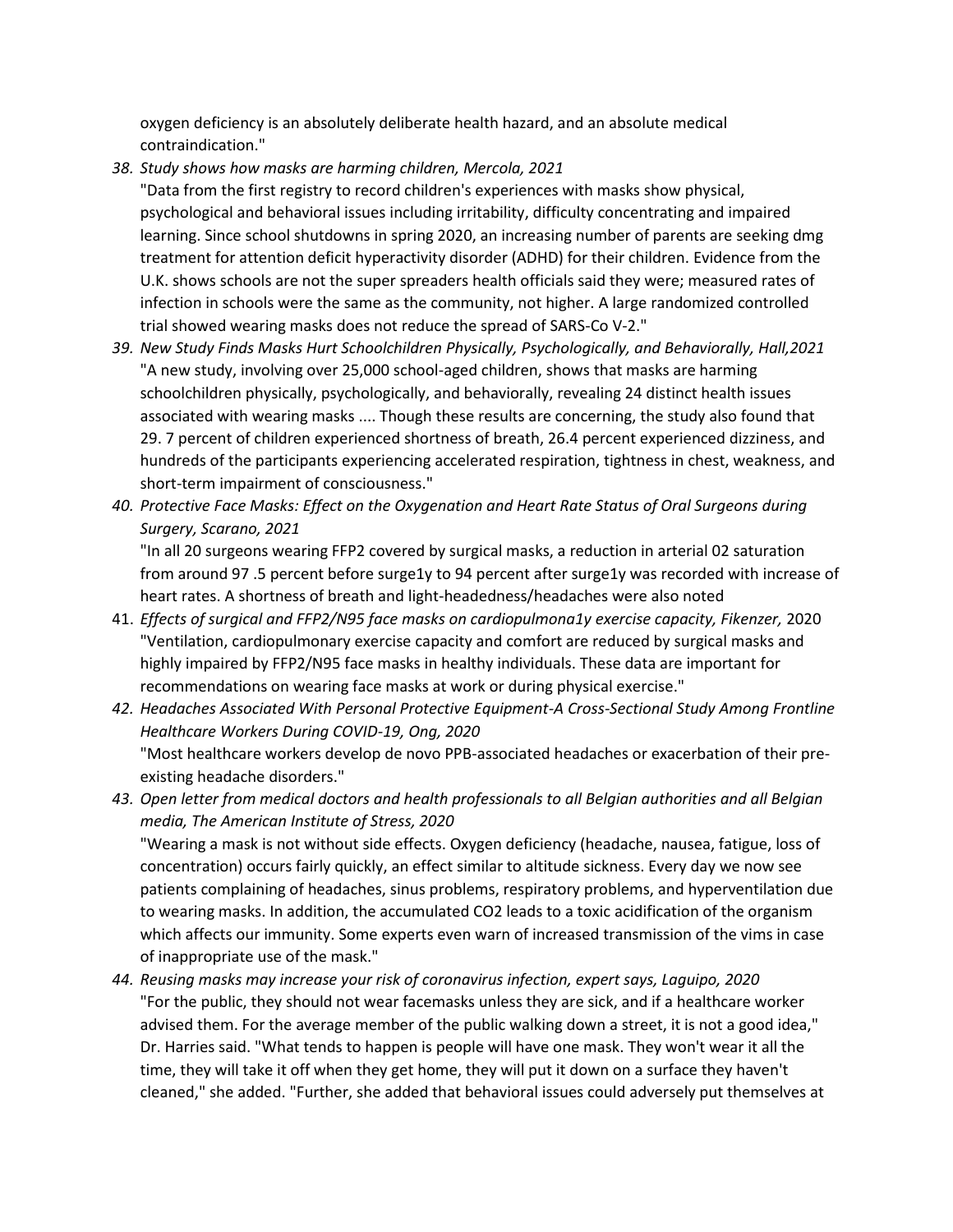oxygen deficiency is an absolutely deliberate health hazard, and an absolute medical contraindication."

38. *Study shows how masks are harming children, Mercola, 2021*
    "Data from the first registry to record children's experiences with masks show physical, psychological and behavioral issues including irritability, difficulty concentrating and impaired learning. Since school shutdowns in spring 2020, an increasing number of parents are seeking dmg treatment for attention deficit hyperactivity disorder (ADHD) for their children. Evidence from the U.K. shows schools are not the super spreaders health officials said they were; measured rates of infection in schools were the same as the community, not higher. A large randomized controlled trial showed wearing masks does not reduce the spread of SARS-Co V-2."

39. *New Study Finds Masks Hurt Schoolchildren Physically, Psychologically, and Behaviorally, Hall,2021*
    "A new study, involving over 25,000 school-aged children, shows that masks are harming schoolchildren physically, psychologically, and behaviorally, revealing 24 distinct health issues associated with wearing masks .... Though these results are concerning, the study also found that 29. 7 percent of children experienced shortness of breath, 26.4 percent experienced dizziness, and hundreds of the participants experiencing accelerated respiration, tightness in chest, weakness, and short-term impairment of consciousness."

40. *Protective Face Masks: Effect on the Oxygenation and Heart Rate Status of Oral Surgeons during Surgery, Scarano, 2021*
    "In all 20 surgeons wearing FFP2 covered by surgical masks, a reduction in arterial 02 saturation from around 97 .5 percent before surge1y to 94 percent after surge1y was recorded with increase of heart rates. A shortness of breath and light-headedness/headaches were also noted

41. *Effects of surgical and FFP2/N95 face masks on cardiopulmona1y exercise capacity, Fikenzer,* 2020
    "Ventilation, cardiopulmonary exercise capacity and comfort are reduced by surgical masks and highly impaired by FFP2/N95 face masks in healthy individuals. These data are important for recommendations on wearing face masks at work or during physical exercise."

42. *Headaches Associated With Personal Protective Equipment-A Cross-Sectional Study Among Frontline Healthcare Workers During COVID-19, Ong, 2020*
    "Most healthcare workers develop de novo PPB-associated headaches or exacerbation of their pre-existing headache disorders."

43. *Open letter from medical doctors and health professionals to all Belgian authorities and all Belgian media, The American Institute of Stress, 2020*
    "Wearing a mask is not without side effects. Oxygen deficiency (headache, nausea, fatigue, loss of concentration) occurs fairly quickly, an effect similar to altitude sickness. Every day we now see patients complaining of headaches, sinus problems, respiratory problems, and hyperventilation due to wearing masks. In addition, the accumulated CO2 leads to a toxic acidification of the organism which affects our immunity. Some experts even warn of increased transmission of the vims in case of inappropriate use of the mask."

44. *Reusing masks may increase your risk of coronavirus infection, expert says, Laguipo, 2020*
    "For the public, they should not wear facemasks unless they are sick, and if a healthcare worker advised them. For the average member of the public walking down a street, it is not a good idea," Dr. Harries said. "What tends to happen is people will have one mask. They won't wear it all the time, they will take it off when they get home, they will put it down on a surface they haven't cleaned," she added. "Further, she added that behavioral issues could adversely put themselves at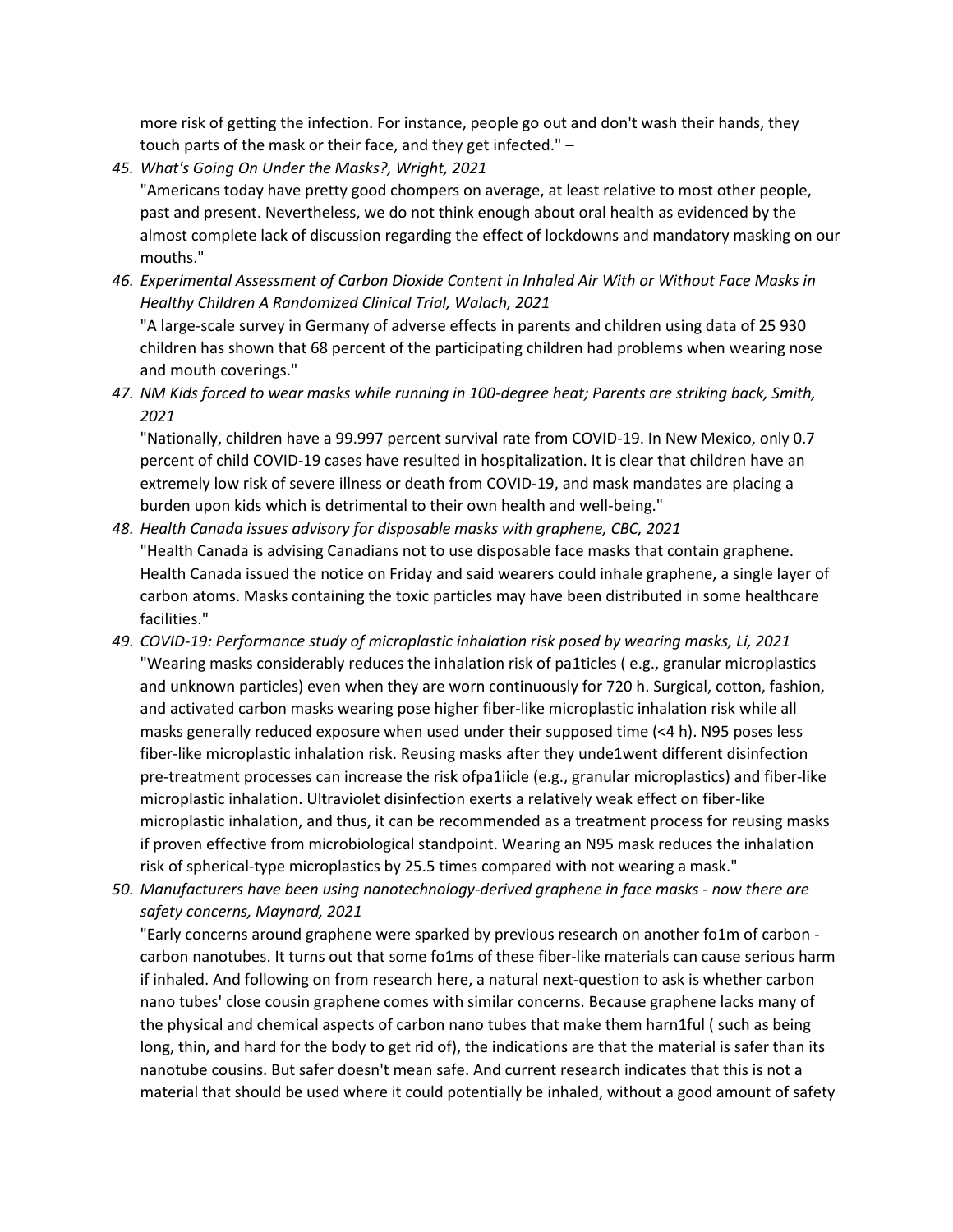more risk of getting the infection. For instance, people go out and don't wash their hands, they touch parts of the mask or their face, and they get infected." –

45. *What's Going On Under the Masks?, Wright, 2021*
    "Americans today have pretty good chompers on average, at least relative to most other people, past and present. Nevertheless, we do not think enough about oral health as evidenced by the almost complete lack of discussion regarding the effect of lockdowns and mandatory masking on our mouths."
46. *Experimental Assessment of Carbon Dioxide Content in Inhaled Air With or Without Face Masks in Healthy Children A Randomized Clinical Trial, Walach, 2021*
    "A large-scale survey in Germany of adverse effects in parents and children using data of 25 930 children has shown that 68 percent of the participating children had problems when wearing nose and mouth coverings."
47. *NM Kids forced to wear masks while running in 100-degree heat; Parents are striking back, Smith, 2021*
    "Nationally, children have a 99.997 percent survival rate from COVID-19. In New Mexico, only 0.7 percent of child COVID-19 cases have resulted in hospitalization. It is clear that children have an extremely low risk of severe illness or death from COVID-19, and mask mandates are placing a burden upon kids which is detrimental to their own health and well-being."
48. *Health Canada issues advisory for disposable masks with graphene, CBC, 2021*
    "Health Canada is advising Canadians not to use disposable face masks that contain graphene. Health Canada issued the notice on Friday and said wearers could inhale graphene, a single layer of carbon atoms. Masks containing the toxic particles may have been distributed in some healthcare facilities."
49. *COVID-19: Performance study of microplastic inhalation risk posed by wearing masks, Li, 2021*
    "Wearing masks considerably reduces the inhalation risk of pa1ticles ( e.g., granular microplastics and unknown particles) even when they are worn continuously for 720 h. Surgical, cotton, fashion, and activated carbon masks wearing pose higher fiber-like microplastic inhalation risk while all masks generally reduced exposure when used under their supposed time (<4 h). N95 poses less fiber-like microplastic inhalation risk. Reusing masks after they unde1went different disinfection pre-treatment processes can increase the risk ofpa1iicle (e.g., granular microplastics) and fiber-like microplastic inhalation. Ultraviolet disinfection exerts a relatively weak effect on fiber-like microplastic inhalation, and thus, it can be recommended as a treatment process for reusing masks if proven effective from microbiological standpoint. Wearing an N95 mask reduces the inhalation risk of spherical-type microplastics by 25.5 times compared with not wearing a mask."
50. *Manufacturers have been using nanotechnology-derived graphene in face masks - now there are safety concerns, Maynard, 2021*
    "Early concerns around graphene were sparked by previous research on another fo1m of carbon - carbon nanotubes. It turns out that some fo1ms of these fiber-like materials can cause serious harm if inhaled. And following on from research here, a natural next-question to ask is whether carbon nano tubes' close cousin graphene comes with similar concerns. Because graphene lacks many of the physical and chemical aspects of carbon nano tubes that make them harn1ful ( such as being long, thin, and hard for the body to get rid of), the indications are that the material is safer than its nanotube cousins. But safer doesn't mean safe. And current research indicates that this is not a material that should be used where it could potentially be inhaled, without a good amount of safety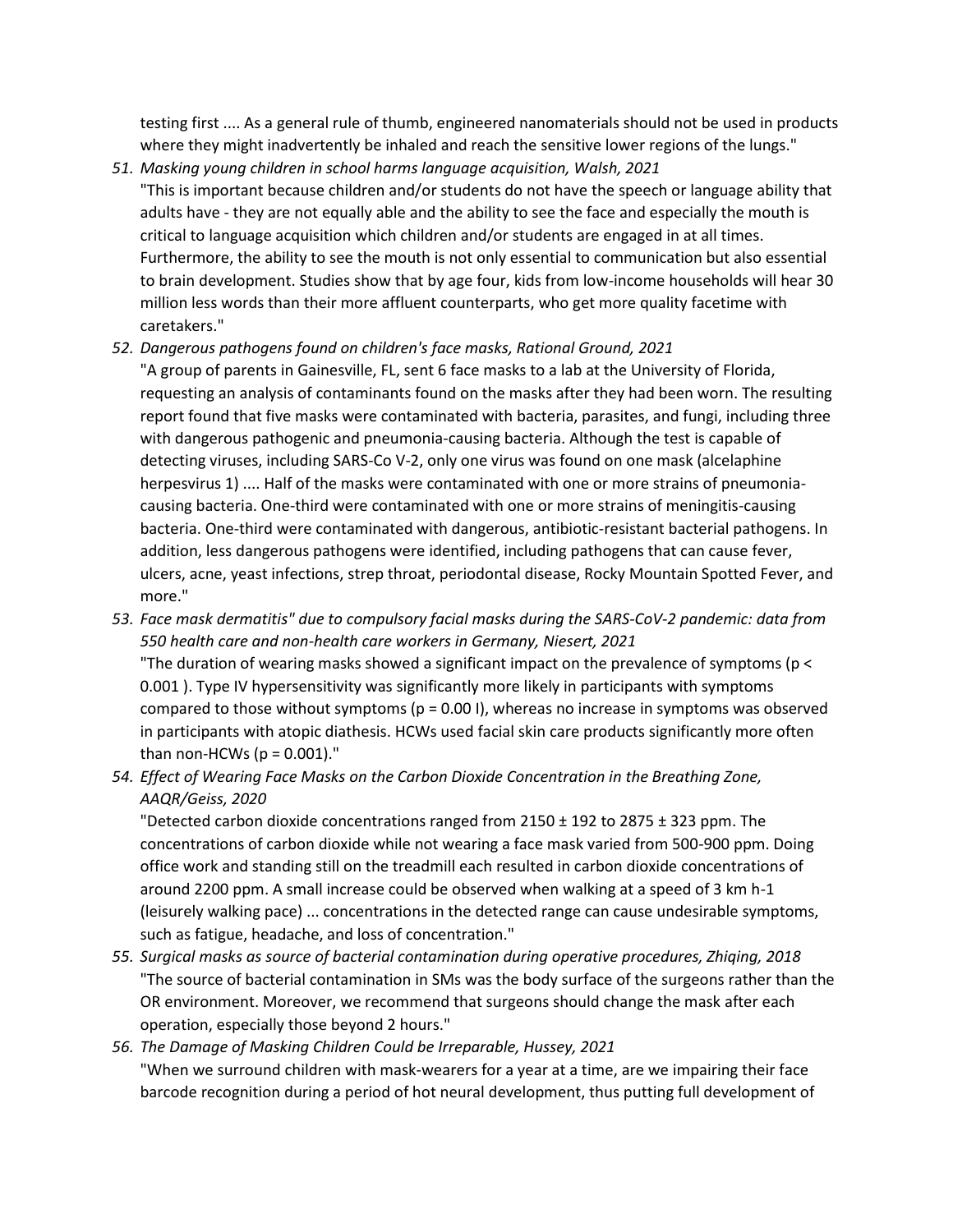testing first .... As a general rule of thumb, engineered nanomaterials should not be used in products where they might inadvertently be inhaled and reach the sensitive lower regions of the lungs."

51. *Masking young children in school harms language acquisition, Walsh, 2021*
"This is important because children and/or students do not have the speech or language ability that adults have - they are not equally able and the ability to see the face and especially the mouth is critical to language acquisition which children and/or students are engaged in at all times. Furthermore, the ability to see the mouth is not only essential to communication but also essential to brain development. Studies show that by age four, kids from low-income households will hear 30 million less words than their more affluent counterparts, who get more quality facetime with caretakers."

52. *Dangerous pathogens found on children's face masks, Rational Ground, 2021*
"A group of parents in Gainesville, FL, sent 6 face masks to a lab at the University of Florida, requesting an analysis of contaminants found on the masks after they had been worn. The resulting report found that five masks were contaminated with bacteria, parasites, and fungi, including three with dangerous pathogenic and pneumonia-causing bacteria. Although the test is capable of detecting viruses, including SARS-Co V-2, only one virus was found on one mask (alcelaphine herpesvirus 1) .... Half of the masks were contaminated with one or more strains of pneumonia-causing bacteria. One-third were contaminated with one or more strains of meningitis-causing bacteria. One-third were contaminated with dangerous, antibiotic-resistant bacterial pathogens. In addition, less dangerous pathogens were identified, including pathogens that can cause fever, ulcers, acne, yeast infections, strep throat, periodontal disease, Rocky Mountain Spotted Fever, and more."

53. *Face mask dermatitis" due to compulsory facial masks during the SARS-CoV-2 pandemic: data from 550 health care and non-health care workers in Germany, Niesert, 2021*
"The duration of wearing masks showed a significant impact on the prevalence of symptoms ($p < 0.001$ ). Type IV hypersensitivity was significantly more likely in participants with symptoms compared to those without symptoms ($p = 0.00$ I), whereas no increase in symptoms was observed in participants with atopic diathesis. HCWs used facial skin care products significantly more often than non-HCWs ($p = 0.001$)."

54. *Effect of Wearing Face Masks on the Carbon Dioxide Concentration in the Breathing Zone, AAQR/Geiss, 2020*
"Detected carbon dioxide concentrations ranged from $2150 \pm 192$ to $2875 \pm 323$ ppm. The concentrations of carbon dioxide while not wearing a face mask varied from 500-900 ppm. Doing office work and standing still on the treadmill each resulted in carbon dioxide concentrations of around 2200 ppm. A small increase could be observed when walking at a speed of 3 km $h^{-1}$ (leisurely walking pace) ... concentrations in the detected range can cause undesirable symptoms, such as fatigue, headache, and loss of concentration."

55. *Surgical masks as source of bacterial contamination during operative procedures, Zhiqing, 2018*
"The source of bacterial contamination in SMs was the body surface of the surgeons rather than the OR environment. Moreover, we recommend that surgeons should change the mask after each operation, especially those beyond 2 hours."

56. *The Damage of Masking Children Could be Irreparable, Hussey, 2021*
"When we surround children with mask-wearers for a year at a time, are we impairing their face barcode recognition during a period of hot neural development, thus putting full development of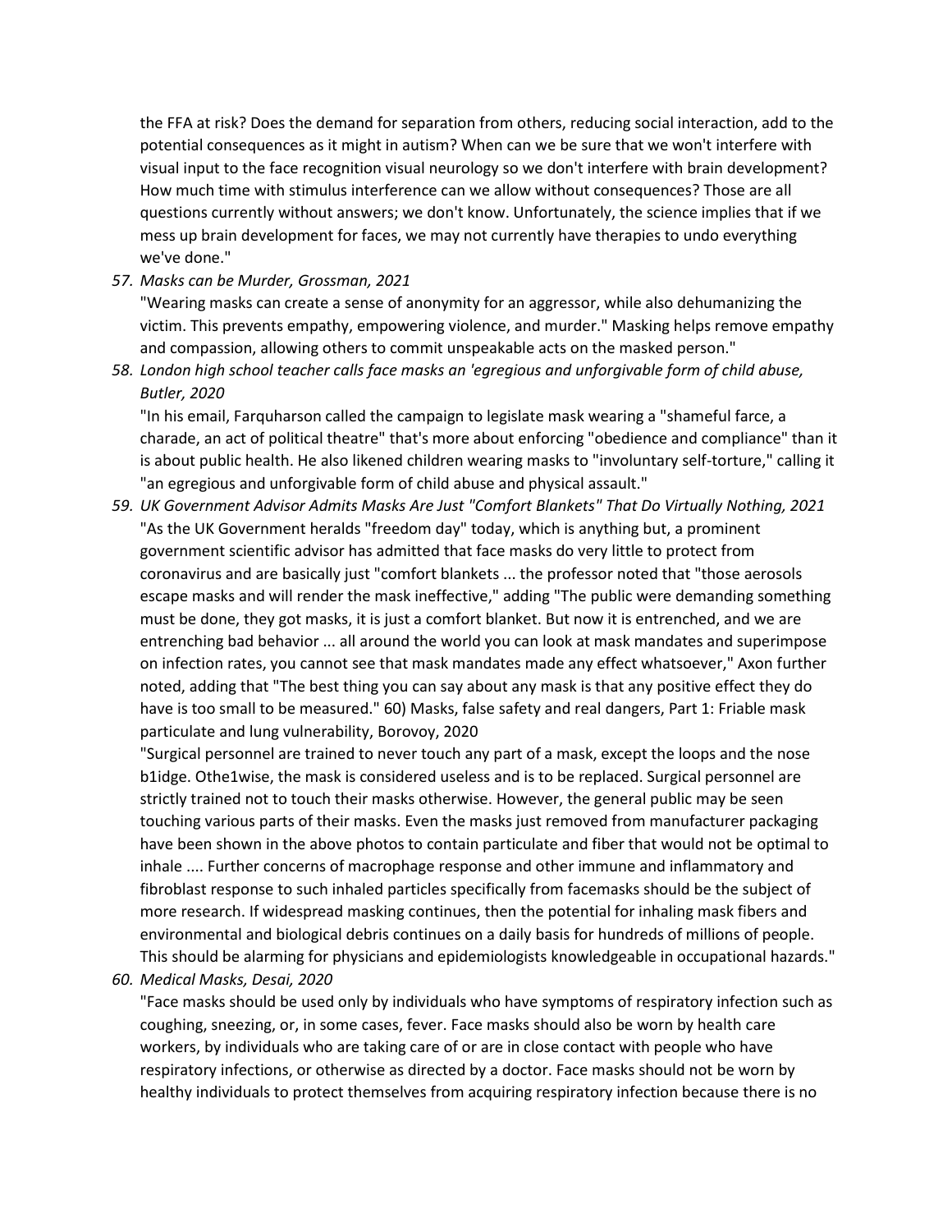the FFA at risk? Does the demand for separation from others, reducing social interaction, add to the potential consequences as it might in autism? When can we be sure that we won't interfere with visual input to the face recognition visual neurology so we don't interfere with brain development? How much time with stimulus interference can we allow without consequences? Those are all questions currently without answers; we don't know. Unfortunately, the science implies that if we mess up brain development for faces, we may not currently have therapies to undo everything we've done."

57. *Masks can be Murder, Grossman, 2021*

    "Wearing masks can create a sense of anonymity for an aggressor, while also dehumanizing the victim. This prevents empathy, empowering violence, and murder." Masking helps remove empathy and compassion, allowing others to commit unspeakable acts on the masked person."

58. *London high school teacher calls face masks an 'egregious and unforgivable form of child abuse, Butler, 2020*

    "In his email, Farquharson called the campaign to legislate mask wearing a "shameful farce, a charade, an act of political theatre" that's more about enforcing "obedience and compliance" than it is about public health. He also likened children wearing masks to "involuntary self-torture," calling it "an egregious and unforgivable form of child abuse and physical assault."

59. *UK Government Advisor Admits Masks Are Just "Comfort Blankets" That Do Virtually Nothing, 2021*

    "As the UK Government heralds "freedom day" today, which is anything but, a prominent government scientific advisor has admitted that face masks do very little to protect from coronavirus and are basically just "comfort blankets ... the professor noted that "those aerosols escape masks and will render the mask ineffective," adding "The public were demanding something must be done, they got masks, it is just a comfort blanket. But now it is entrenched, and we are entrenching bad behavior ... all around the world you can look at mask mandates and superimpose on infection rates, you cannot see that mask mandates made any effect whatsoever," Axon further noted, adding that "The best thing you can say about any mask is that any positive effect they do have is too small to be measured." 60) Masks, false safety and real dangers, Part 1: Friable mask particulate and lung vulnerability, Borovoy, 2020

    "Surgical personnel are trained to never touch any part of a mask, except the loops and the nose b1idge. Othe1wise, the mask is considered useless and is to be replaced. Surgical personnel are strictly trained not to touch their masks otherwise. However, the general public may be seen touching various parts of their masks. Even the masks just removed from manufacturer packaging have been shown in the above photos to contain particulate and fiber that would not be optimal to inhale .... Further concerns of macrophage response and other immune and inflammatory and fibroblast response to such inhaled particles specifically from facemasks should be the subject of more research. If widespread masking continues, then the potential for inhaling mask fibers and environmental and biological debris continues on a daily basis for hundreds of millions of people. This should be alarming for physicians and epidemiologists knowledgeable in occupational hazards."

60. *Medical Masks, Desai, 2020*

    "Face masks should be used only by individuals who have symptoms of respiratory infection such as coughing, sneezing, or, in some cases, fever. Face masks should also be worn by health care workers, by individuals who are taking care of or are in close contact with people who have respiratory infections, or otherwise as directed by a doctor. Face masks should not be worn by healthy individuals to protect themselves from acquiring respiratory infection because there is no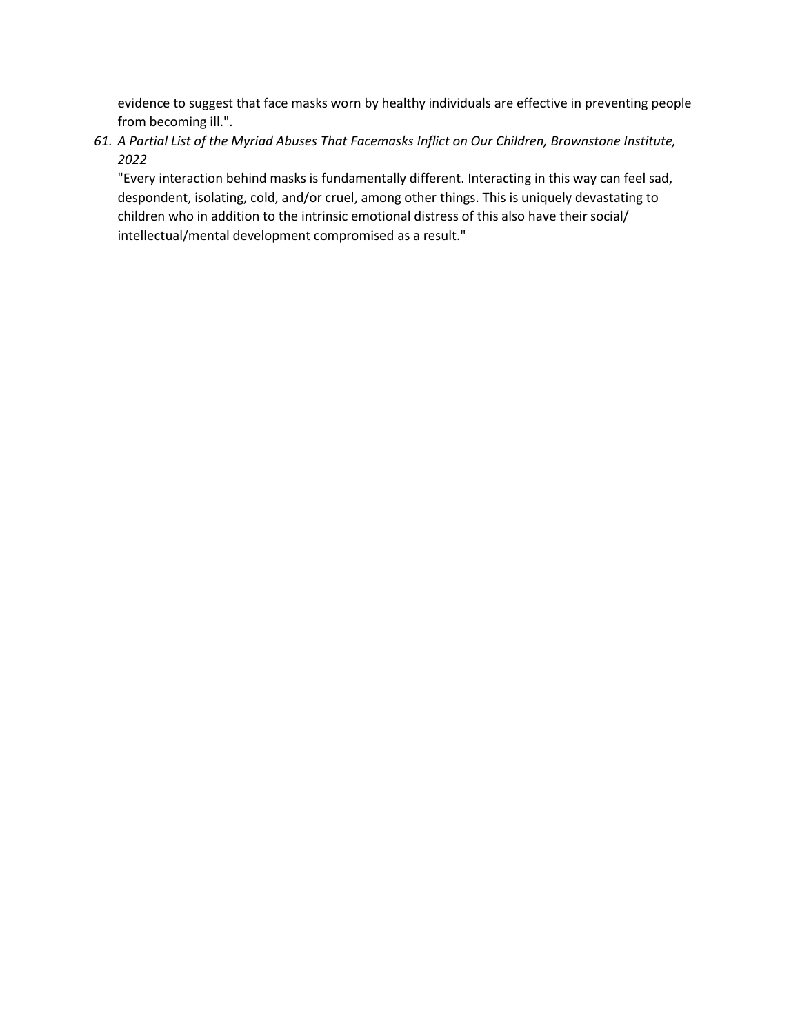evidence to suggest that face masks worn by healthy individuals are effective in preventing people from becoming ill.".

61. *A Partial List of the Myriad Abuses That Facemasks Inflict on Our Children, Brownstone Institute, 2022*
    "Every interaction behind masks is fundamentally different. Interacting in this way can feel sad, despondent, isolating, cold, and/or cruel, among other things. This is uniquely devastating to children who in addition to the intrinsic emotional distress of this also have their social/ intellectual/mental development compromised as a result."